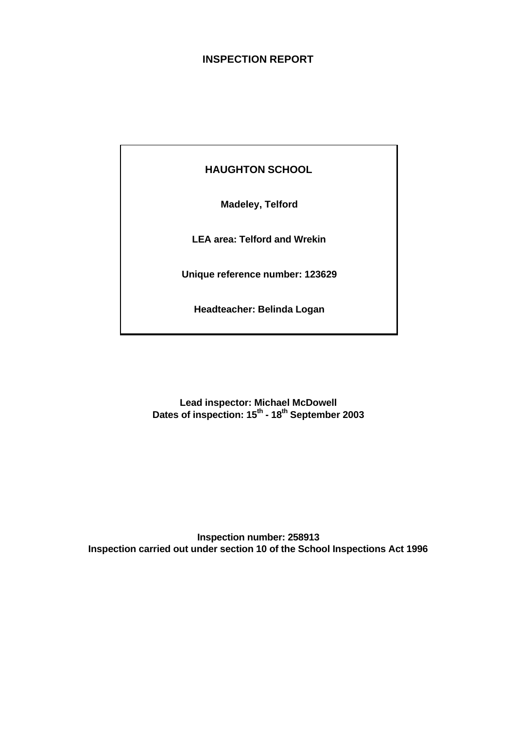# INSPECTION REPORT

## HAUGHTON SCHOOL

**Madeley, Telford**

**LEA area: Telford and Wrekin**

**Unique reference number: 123629**

**Headteacher: Belinda Logan**

**Lead inspector: Michael McDowell**

**Dates of inspection: 15th - 18th September 2003**

**Inspection number: 258913**

**Inspection carried out under section 10 of the School Inspections Act 1996**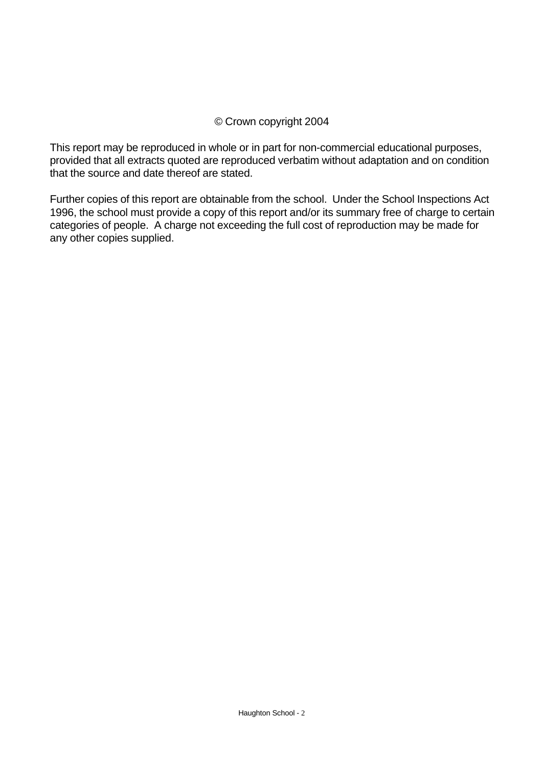© Crown copyright 2004

This report may be reproduced in whole or in part for non-commercial educational purposes, provided that all extracts quoted are reproduced verbatim without adaptation and on condition that the source and date thereof are stated.

Further copies of this report are obtainable from the school. Under the School Inspections Act 1996, the school must provide a copy of this report and/or its summary free of charge to certain categories of people. A charge not exceeding the full cost of reproduction may be made for any other copies supplied.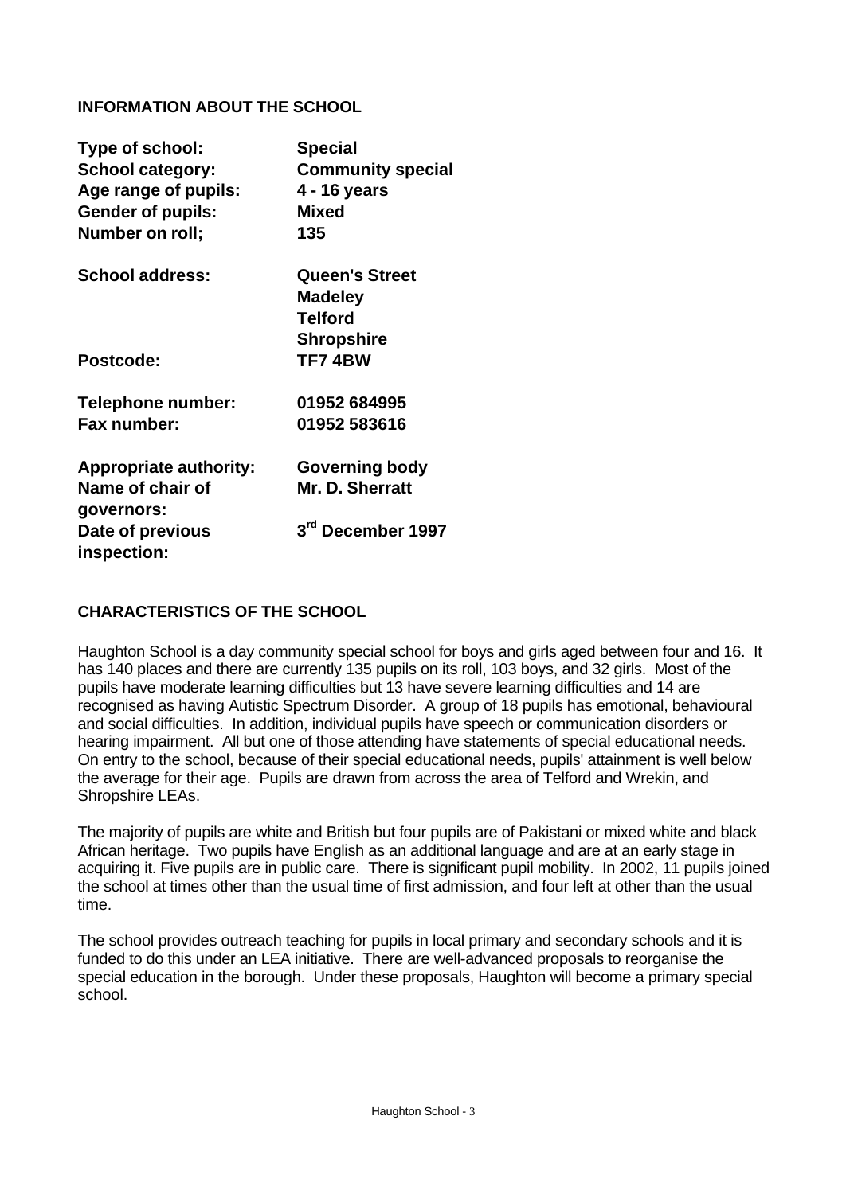## INFORMATION ABOUT THE SCHOOL

| | |
|---|---|
| **Type of school:** | **Special** |
| **School category:** | **Community special** |
| **Age range of pupils:** | **4 - 16 years** |
| **Gender of pupils:** | **Mixed** |
| **Number on roll;** | **135** |
| **School address:** | **Queen's Street Madeley Telford Shropshire** |
| **Postcode:** | **TF7 4BW** |
| **Telephone number:** | **01952 684995** |
| **Fax number:** | **01952 583616** |
| **Appropriate authority:** | **Governing body** |
| **Name of chair of governors:** | **Mr. D. Sherratt** |
| **Date of previous inspection:** | **3rd December 1997** |

## CHARACTERISTICS OF THE SCHOOL

Haughton School is a day community special school for boys and girls aged between four and 16. It has 140 places and there are currently 135 pupils on its roll, 103 boys, and 32 girls. Most of the pupils have moderate learning difficulties but 13 have severe learning difficulties and 14 are recognised as having Autistic Spectrum Disorder. A group of 18 pupils has emotional, behavioural and social difficulties. In addition, individual pupils have speech or communication disorders or hearing impairment. All but one of those attending have statements of special educational needs. On entry to the school, because of their special educational needs, pupils' attainment is well below the average for their age. Pupils are drawn from across the area of Telford and Wrekin, and Shropshire LEAs.

The majority of pupils are white and British but four pupils are of Pakistani or mixed white and black African heritage. Two pupils have English as an additional language and are at an early stage in acquiring it. Five pupils are in public care. There is significant pupil mobility. In 2002, 11 pupils joined the school at times other than the usual time of first admission, and four left at other than the usual time.

The school provides outreach teaching for pupils in local primary and secondary schools and it is funded to do this under an LEA initiative. There are well-advanced proposals to reorganise the special education in the borough. Under these proposals, Haughton will become a primary special school.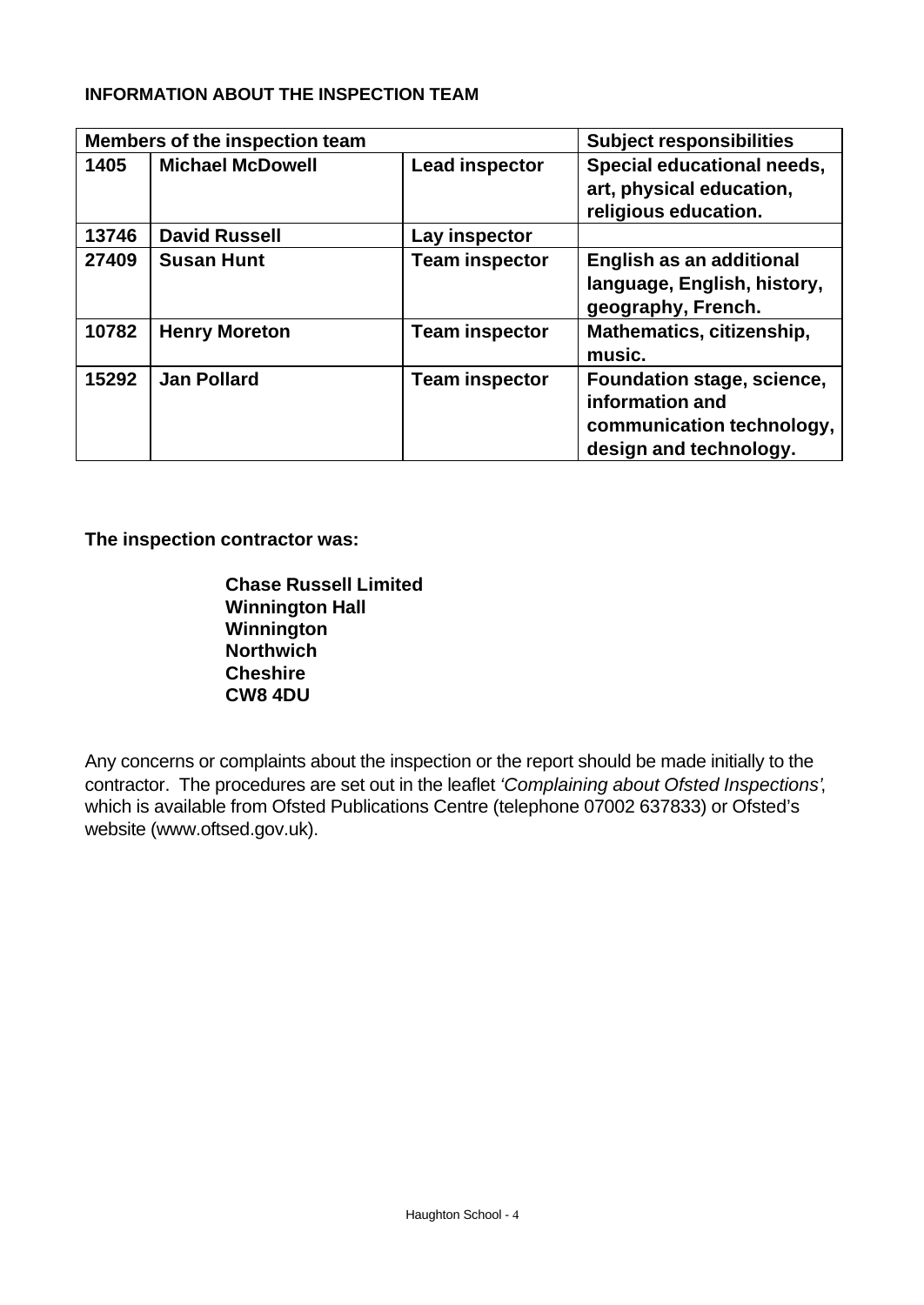**INFORMATION ABOUT THE INSPECTION TEAM**

| Members of the inspection team | | | Subject responsibilities |
|---|---|---|---|
| **1405** | **Michael McDowell** | **Lead inspector** | **Special educational needs, art, physical education, religious education.** |
| **13746** | **David Russell** | **Lay inspector** | |
| **27409** | **Susan Hunt** | **Team inspector** | **English as an additional language, English, history, geography, French.** |
| **10782** | **Henry Moreton** | **Team inspector** | **Mathematics, citizenship, music.** |
| **15292** | **Jan Pollard** | **Team inspector** | **Foundation stage, science, information and communication technology, design and technology.** |

**The inspection contractor was:**

**Chase Russell Limited**
**Winnington Hall**
**Winnington**
**Northwich**
**Cheshire**
**CW8 4DU**

Any concerns or complaints about the inspection or the report should be made initially to the contractor. The procedures are set out in the leaflet *'Complaining about Ofsted Inspections'*, which is available from Ofsted Publications Centre (telephone 07002 637833) or Ofsted's website (www.oftsed.gov.uk).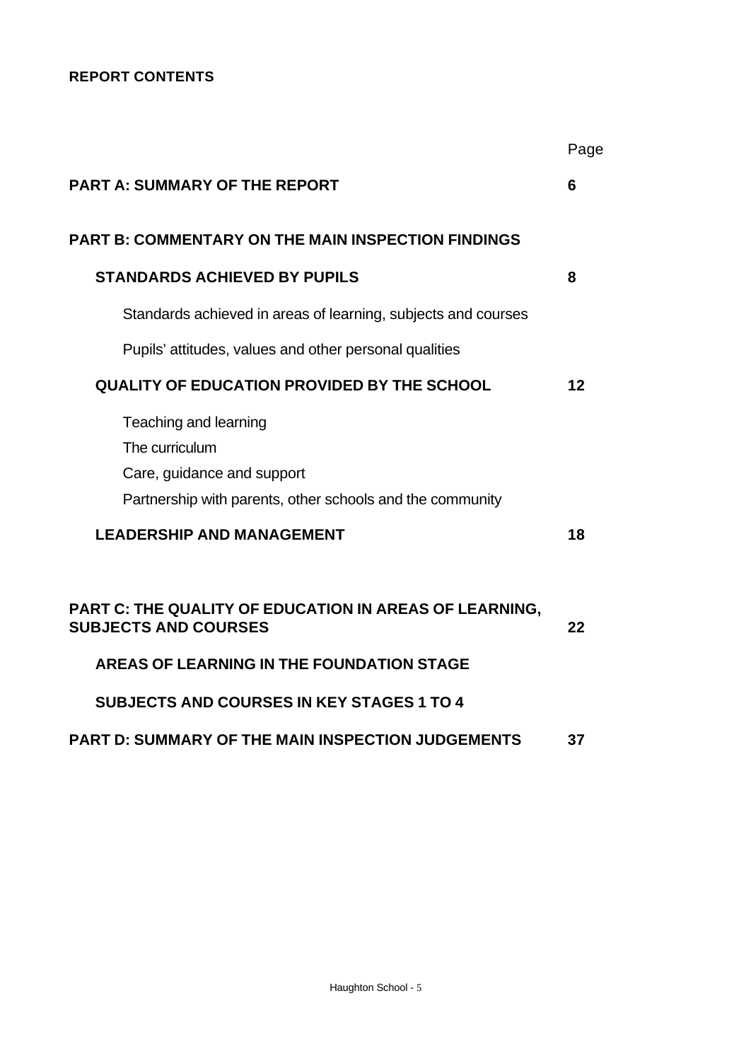**REPORT CONTENTS**

| | Page |
|---|---|
| **PART A: SUMMARY OF THE REPORT** | **6** |
| **PART B: COMMENTARY ON THE MAIN INSPECTION FINDINGS** | |
| **STANDARDS ACHIEVED BY PUPILS** | **8** |
| Standards achieved in areas of learning, subjects and courses | |
| Pupils' attitudes, values and other personal qualities | |
| **QUALITY OF EDUCATION PROVIDED BY THE SCHOOL** | **12** |
| Teaching and learning | |
| The curriculum | |
| Care, guidance and support | |
| Partnership with parents, other schools and the community | |
| **LEADERSHIP AND MANAGEMENT** | **18** |
| **PART C: THE QUALITY OF EDUCATION IN AREAS OF LEARNING, SUBJECTS AND COURSES** | **22** |
| **AREAS OF LEARNING IN THE FOUNDATION STAGE** | |
| **SUBJECTS AND COURSES IN KEY STAGES 1 TO 4** | |
| **PART D: SUMMARY OF THE MAIN INSPECTION JUDGEMENTS** | **37** |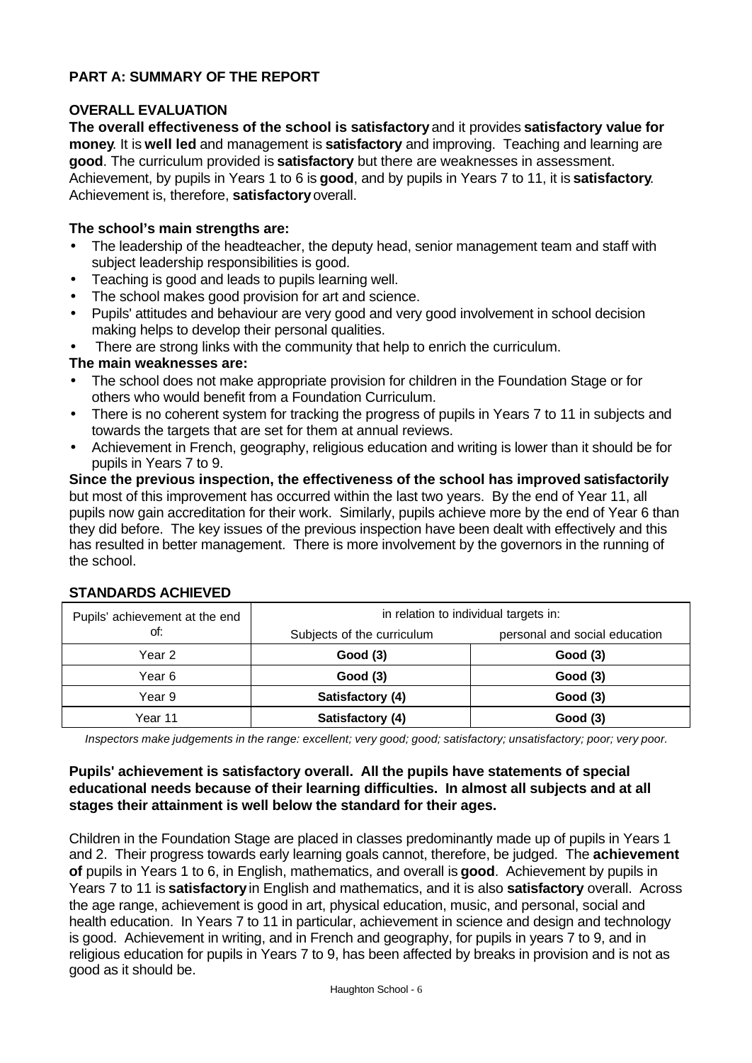## PART A: SUMMARY OF THE REPORT

### OVERALL EVALUATION

**The overall effectiveness of the school is satisfactory** and it provides **satisfactory value for money**. It is **well led** and management is **satisfactory** and improving. Teaching and learning are **good**. The curriculum provided is **satisfactory** but there are weaknesses in assessment. Achievement, by pupils in Years 1 to 6 is **good**, and by pupils in Years 7 to 11, it is **satisfactory**. Achievement is, therefore, **satisfactory** overall.

**The school's main strengths are:**

- The leadership of the headteacher, the deputy head, senior management team and staff with subject leadership responsibilities is good.
- Teaching is good and leads to pupils learning well.
- The school makes good provision for art and science.
- Pupils' attitudes and behaviour are very good and very good involvement in school decision making helps to develop their personal qualities.
- There are strong links with the community that help to enrich the curriculum.

**The main weaknesses are:**

- The school does not make appropriate provision for children in the Foundation Stage or for others who would benefit from a Foundation Curriculum.
- There is no coherent system for tracking the progress of pupils in Years 7 to 11 in subjects and towards the targets that are set for them at annual reviews.
- Achievement in French, geography, religious education and writing is lower than it should be for pupils in Years 7 to 9.

**Since the previous inspection, the effectiveness of the school has improved satisfactorily** but most of this improvement has occurred within the last two years. By the end of Year 11, all pupils now gain accreditation for their work. Similarly, pupils achieve more by the end of Year 6 than they did before. The key issues of the previous inspection have been dealt with effectively and this has resulted in better management. There is more involvement by the governors in the running of the school.

### STANDARDS ACHIEVED

| Pupils' achievement at the end of: | in relation to individual targets in: | |
|---|---|---|
| | Subjects of the curriculum | personal and social education |
| Year 2 | **Good (3)** | **Good (3)** |
| Year 6 | **Good (3)** | **Good (3)** |
| Year 9 | **Satisfactory (4)** | **Good (3)** |
| Year 11 | **Satisfactory (4)** | **Good (3)** |

*Inspectors make judgements in the range: excellent; very good; good; satisfactory; unsatisfactory; poor; very poor.*

**Pupils' achievement is satisfactory overall. All the pupils have statements of special educational needs because of their learning difficulties. In almost all subjects and at all stages their attainment is well below the standard for their ages.**

Children in the Foundation Stage are placed in classes predominantly made up of pupils in Years 1 and 2. Their progress towards early learning goals cannot, therefore, be judged. The **achievement of** pupils in Years 1 to 6, in English, mathematics, and overall is **good**. Achievement by pupils in Years 7 to 11 is **satisfactory** in English and mathematics, and it is also **satisfactory** overall. Across the age range, achievement is good in art, physical education, music, and personal, social and health education. In Years 7 to 11 in particular, achievement in science and design and technology is good. Achievement in writing, and in French and geography, for pupils in years 7 to 9, and in religious education for pupils in Years 7 to 9, has been affected by breaks in provision and is not as good as it should be.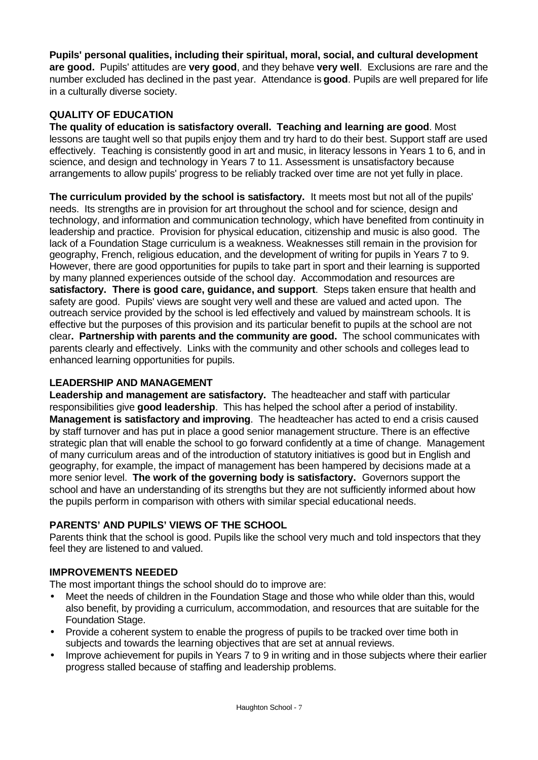**Pupils' personal qualities, including their spiritual, moral, social, and cultural development are good.** Pupils' attitudes are **very good**, and they behave **very well**. Exclusions are rare and the number excluded has declined in the past year. Attendance is **good**. Pupils are well prepared for life in a culturally diverse society.

## QUALITY OF EDUCATION

**The quality of education is satisfactory overall. Teaching and learning are good**. Most lessons are taught well so that pupils enjoy them and try hard to do their best. Support staff are used effectively. Teaching is consistently good in art and music, in literacy lessons in Years 1 to 6, and in science, and design and technology in Years 7 to 11. Assessment is unsatisfactory because arrangements to allow pupils' progress to be reliably tracked over time are not yet fully in place.

**The curriculum provided by the school is satisfactory.** It meets most but not all of the pupils' needs. Its strengths are in provision for art throughout the school and for science, design and technology, and information and communication technology, which have benefited from continuity in leadership and practice. Provision for physical education, citizenship and music is also good. The lack of a Foundation Stage curriculum is a weakness. Weaknesses still remain in the provision for geography, French, religious education, and the development of writing for pupils in Years 7 to 9. However, there are good opportunities for pupils to take part in sport and their learning is supported by many planned experiences outside of the school day. Accommodation and resources are **satisfactory. There is good care, guidance, and support**. Steps taken ensure that health and safety are good. Pupils' views are sought very well and these are valued and acted upon. The outreach service provided by the school is led effectively and valued by mainstream schools. It is effective but the purposes of this provision and its particular benefit to pupils at the school are not clear**. Partnership with parents and the community are good.** The school communicates with parents clearly and effectively. Links with the community and other schools and colleges lead to enhanced learning opportunities for pupils.

## LEADERSHIP AND MANAGEMENT

**Leadership and management are satisfactory.** The headteacher and staff with particular responsibilities give **good leadership**. This has helped the school after a period of instability. **Management is satisfactory and improving**. The headteacher has acted to end a crisis caused by staff turnover and has put in place a good senior management structure. There is an effective strategic plan that will enable the school to go forward confidently at a time of change. Management of many curriculum areas and of the introduction of statutory initiatives is good but in English and geography, for example, the impact of management has been hampered by decisions made at a more senior level. **The work of the governing body is satisfactory.** Governors support the school and have an understanding of its strengths but they are not sufficiently informed about how the pupils perform in comparison with others with similar special educational needs.

## PARENTS' AND PUPILS' VIEWS OF THE SCHOOL

Parents think that the school is good. Pupils like the school very much and told inspectors that they feel they are listened to and valued.

## IMPROVEMENTS NEEDED

The most important things the school should do to improve are:

- Meet the needs of children in the Foundation Stage and those who while older than this, would also benefit, by providing a curriculum, accommodation, and resources that are suitable for the Foundation Stage.
- Provide a coherent system to enable the progress of pupils to be tracked over time both in subjects and towards the learning objectives that are set at annual reviews.
- Improve achievement for pupils in Years 7 to 9 in writing and in those subjects where their earlier progress stalled because of staffing and leadership problems.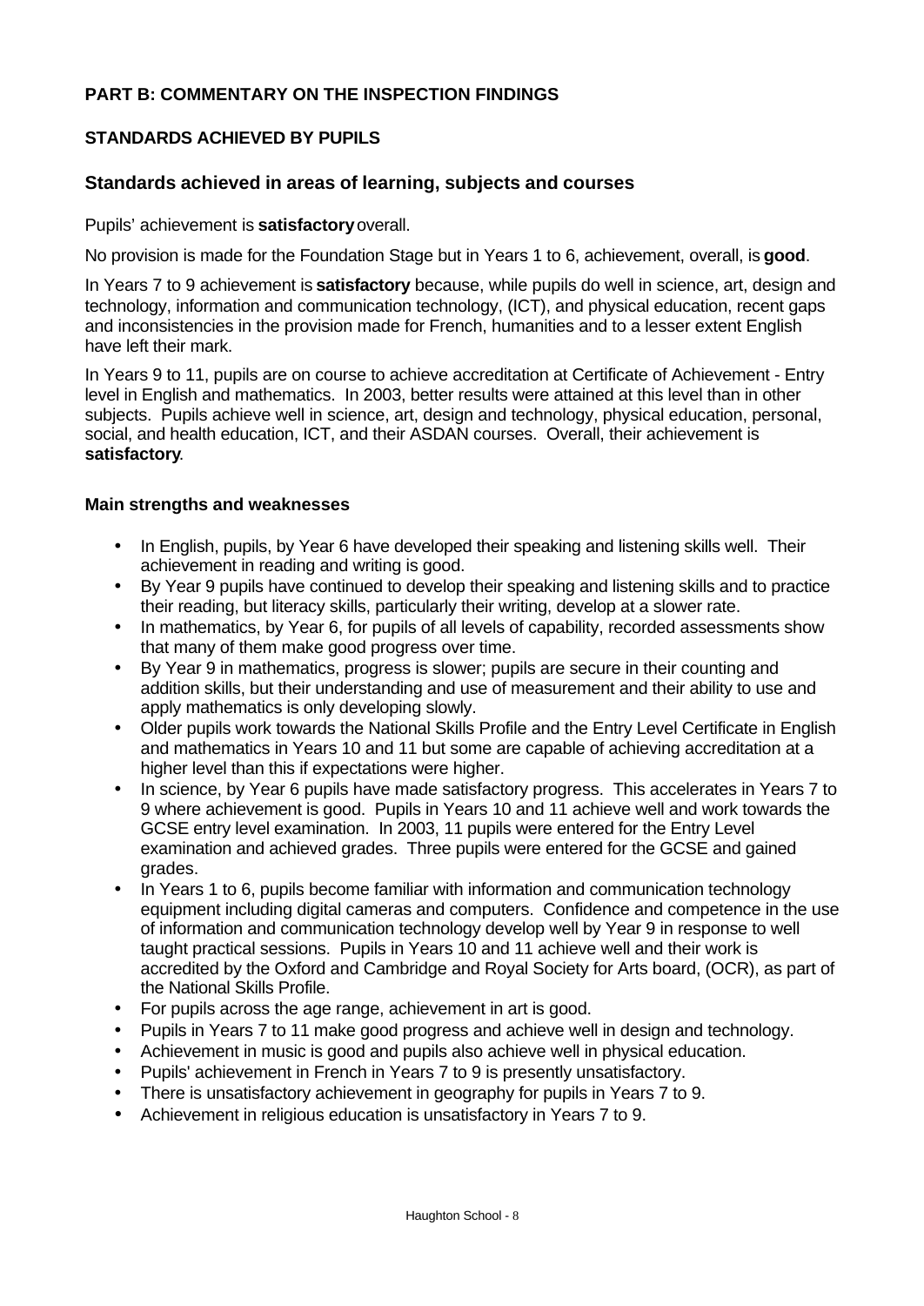## PART B: COMMENTARY ON THE INSPECTION FINDINGS

### STANDARDS ACHIEVED BY PUPILS

### Standards achieved in areas of learning, subjects and courses

Pupils' achievement is **satisfactory** overall.

No provision is made for the Foundation Stage but in Years 1 to 6, achievement, overall, is **good**.

In Years 7 to 9 achievement is **satisfactory** because, while pupils do well in science, art, design and technology, information and communication technology, (ICT), and physical education, recent gaps and inconsistencies in the provision made for French, humanities and to a lesser extent English have left their mark.

In Years 9 to 11, pupils are on course to achieve accreditation at Certificate of Achievement - Entry level in English and mathematics. In 2003, better results were attained at this level than in other subjects. Pupils achieve well in science, art, design and technology, physical education, personal, social, and health education, ICT, and their ASDAN courses. Overall, their achievement is **satisfactory**.

#### Main strengths and weaknesses

- In English, pupils, by Year 6 have developed their speaking and listening skills well. Their achievement in reading and writing is good.
- By Year 9 pupils have continued to develop their speaking and listening skills and to practice their reading, but literacy skills, particularly their writing, develop at a slower rate.
- In mathematics, by Year 6, for pupils of all levels of capability, recorded assessments show that many of them make good progress over time.
- By Year 9 in mathematics, progress is slower; pupils are secure in their counting and addition skills, but their understanding and use of measurement and their ability to use and apply mathematics is only developing slowly.
- Older pupils work towards the National Skills Profile and the Entry Level Certificate in English and mathematics in Years 10 and 11 but some are capable of achieving accreditation at a higher level than this if expectations were higher.
- In science, by Year 6 pupils have made satisfactory progress. This accelerates in Years 7 to 9 where achievement is good. Pupils in Years 10 and 11 achieve well and work towards the GCSE entry level examination. In 2003, 11 pupils were entered for the Entry Level examination and achieved grades. Three pupils were entered for the GCSE and gained grades.
- In Years 1 to 6, pupils become familiar with information and communication technology equipment including digital cameras and computers. Confidence and competence in the use of information and communication technology develop well by Year 9 in response to well taught practical sessions. Pupils in Years 10 and 11 achieve well and their work is accredited by the Oxford and Cambridge and Royal Society for Arts board, (OCR), as part of the National Skills Profile.
- For pupils across the age range, achievement in art is good.
- Pupils in Years 7 to 11 make good progress and achieve well in design and technology.
- Achievement in music is good and pupils also achieve well in physical education.
- Pupils' achievement in French in Years 7 to 9 is presently unsatisfactory.
- There is unsatisfactory achievement in geography for pupils in Years 7 to 9.
- Achievement in religious education is unsatisfactory in Years 7 to 9.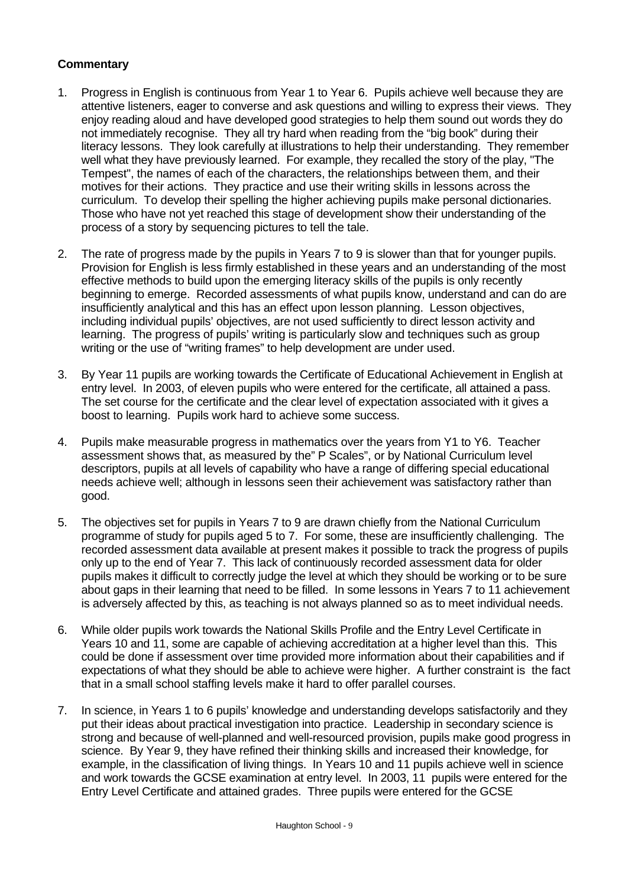**Commentary**

1. Progress in English is continuous from Year 1 to Year 6. Pupils achieve well because they are attentive listeners, eager to converse and ask questions and willing to express their views. They enjoy reading aloud and have developed good strategies to help them sound out words they do not immediately recognise. They all try hard when reading from the "big book" during their literacy lessons. They look carefully at illustrations to help their understanding. They remember well what they have previously learned. For example, they recalled the story of the play, "The Tempest", the names of each of the characters, the relationships between them, and their motives for their actions. They practice and use their writing skills in lessons across the curriculum. To develop their spelling the higher achieving pupils make personal dictionaries. Those who have not yet reached this stage of development show their understanding of the process of a story by sequencing pictures to tell the tale.

2. The rate of progress made by the pupils in Years 7 to 9 is slower than that for younger pupils. Provision for English is less firmly established in these years and an understanding of the most effective methods to build upon the emerging literacy skills of the pupils is only recently beginning to emerge. Recorded assessments of what pupils know, understand and can do are insufficiently analytical and this has an effect upon lesson planning. Lesson objectives, including individual pupils' objectives, are not used sufficiently to direct lesson activity and learning. The progress of pupils' writing is particularly slow and techniques such as group writing or the use of "writing frames" to help development are under used.

3. By Year 11 pupils are working towards the Certificate of Educational Achievement in English at entry level. In 2003, of eleven pupils who were entered for the certificate, all attained a pass. The set course for the certificate and the clear level of expectation associated with it gives a boost to learning. Pupils work hard to achieve some success.

4. Pupils make measurable progress in mathematics over the years from Y1 to Y6. Teacher assessment shows that, as measured by the" P Scales", or by National Curriculum level descriptors, pupils at all levels of capability who have a range of differing special educational needs achieve well; although in lessons seen their achievement was satisfactory rather than good.

5. The objectives set for pupils in Years 7 to 9 are drawn chiefly from the National Curriculum programme of study for pupils aged 5 to 7. For some, these are insufficiently challenging. The recorded assessment data available at present makes it possible to track the progress of pupils only up to the end of Year 7. This lack of continuously recorded assessment data for older pupils makes it difficult to correctly judge the level at which they should be working or to be sure about gaps in their learning that need to be filled. In some lessons in Years 7 to 11 achievement is adversely affected by this, as teaching is not always planned so as to meet individual needs.

6. While older pupils work towards the National Skills Profile and the Entry Level Certificate in Years 10 and 11, some are capable of achieving accreditation at a higher level than this. This could be done if assessment over time provided more information about their capabilities and if expectations of what they should be able to achieve were higher. A further constraint is the fact that in a small school staffing levels make it hard to offer parallel courses.

7. In science, in Years 1 to 6 pupils' knowledge and understanding develops satisfactorily and they put their ideas about practical investigation into practice. Leadership in secondary science is strong and because of well-planned and well-resourced provision, pupils make good progress in science. By Year 9, they have refined their thinking skills and increased their knowledge, for example, in the classification of living things. In Years 10 and 11 pupils achieve well in science and work towards the GCSE examination at entry level. In 2003, 11 pupils were entered for the Entry Level Certificate and attained grades. Three pupils were entered for the GCSE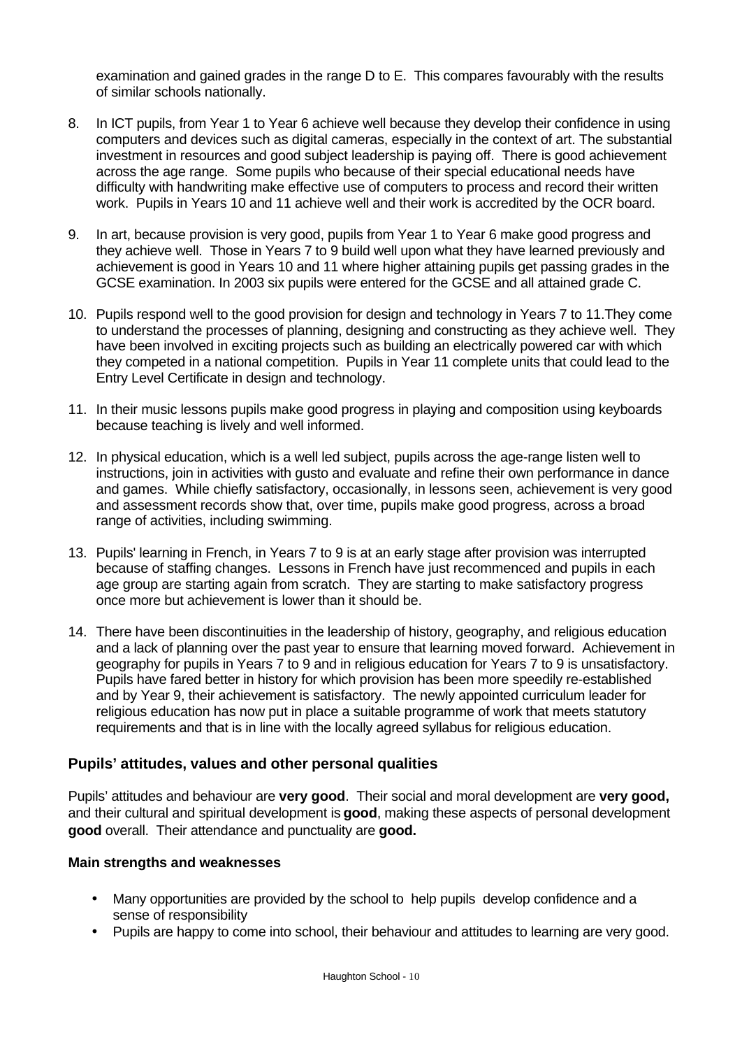examination and gained grades in the range D to E. This compares favourably with the results of similar schools nationally.

8. In ICT pupils, from Year 1 to Year 6 achieve well because they develop their confidence in using computers and devices such as digital cameras, especially in the context of art. The substantial investment in resources and good subject leadership is paying off. There is good achievement across the age range. Some pupils who because of their special educational needs have difficulty with handwriting make effective use of computers to process and record their written work. Pupils in Years 10 and 11 achieve well and their work is accredited by the OCR board.

9. In art, because provision is very good, pupils from Year 1 to Year 6 make good progress and they achieve well. Those in Years 7 to 9 build well upon what they have learned previously and achievement is good in Years 10 and 11 where higher attaining pupils get passing grades in the GCSE examination. In 2003 six pupils were entered for the GCSE and all attained grade C.

10. Pupils respond well to the good provision for design and technology in Years 7 to 11.They come to understand the processes of planning, designing and constructing as they achieve well. They have been involved in exciting projects such as building an electrically powered car with which they competed in a national competition. Pupils in Year 11 complete units that could lead to the Entry Level Certificate in design and technology.

11. In their music lessons pupils make good progress in playing and composition using keyboards because teaching is lively and well informed.

12. In physical education, which is a well led subject, pupils across the age-range listen well to instructions, join in activities with gusto and evaluate and refine their own performance in dance and games. While chiefly satisfactory, occasionally, in lessons seen, achievement is very good and assessment records show that, over time, pupils make good progress, across a broad range of activities, including swimming.

13. Pupils' learning in French, in Years 7 to 9 is at an early stage after provision was interrupted because of staffing changes. Lessons in French have just recommenced and pupils in each age group are starting again from scratch. They are starting to make satisfactory progress once more but achievement is lower than it should be.

14. There have been discontinuities in the leadership of history, geography, and religious education and a lack of planning over the past year to ensure that learning moved forward. Achievement in geography for pupils in Years 7 to 9 and in religious education for Years 7 to 9 is unsatisfactory. Pupils have fared better in history for which provision has been more speedily re-established and by Year 9, their achievement is satisfactory. The newly appointed curriculum leader for religious education has now put in place a suitable programme of work that meets statutory requirements and that is in line with the locally agreed syllabus for religious education.

## Pupils' attitudes, values and other personal qualities

Pupils' attitudes and behaviour are **very good**. Their social and moral development are **very good,** and their cultural and spiritual development is **good**, making these aspects of personal development **good** overall. Their attendance and punctuality are **good.**

### Main strengths and weaknesses

- Many opportunities are provided by the school to help pupils develop confidence and a sense of responsibility
- Pupils are happy to come into school, their behaviour and attitudes to learning are very good.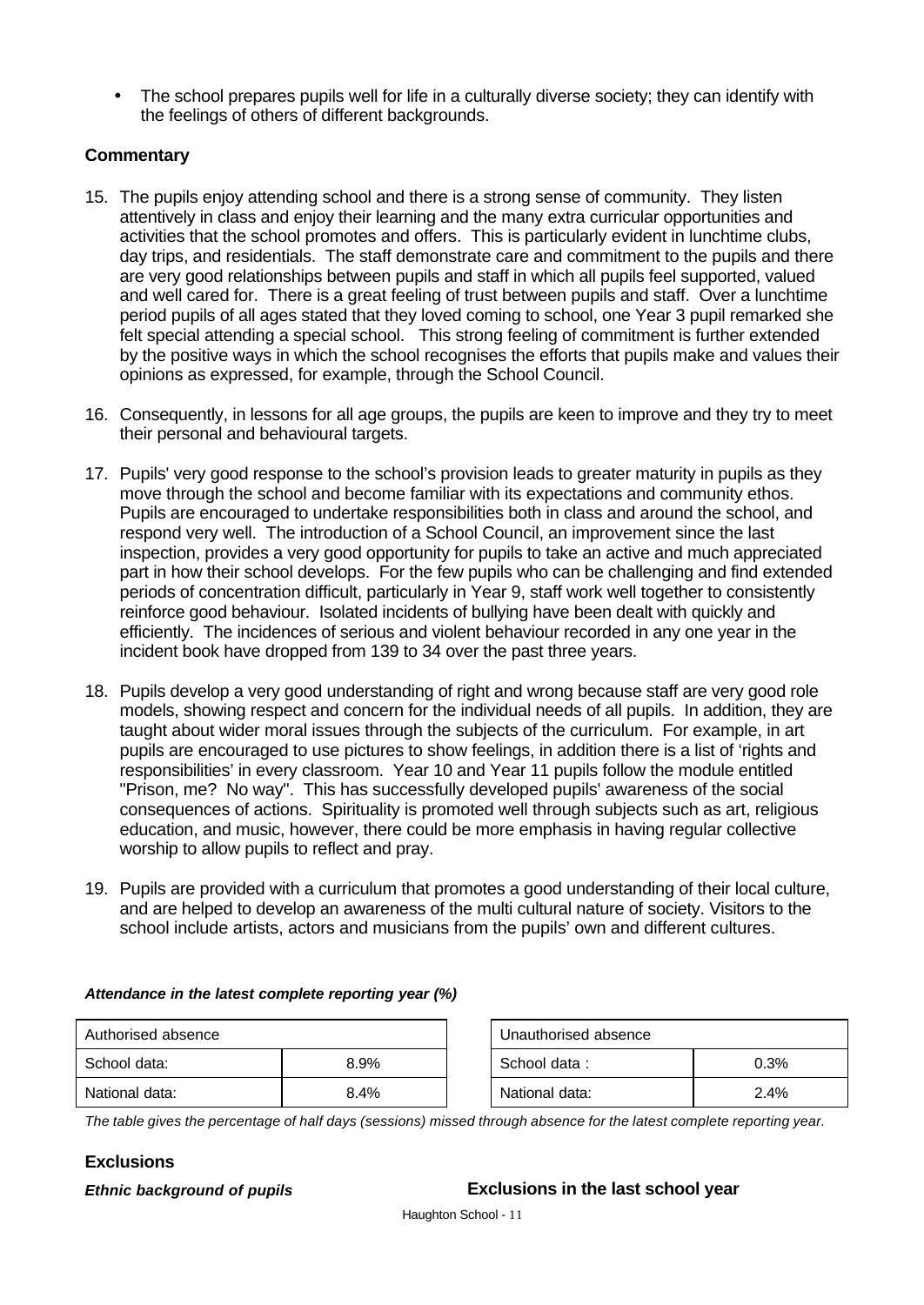- The school prepares pupils well for life in a culturally diverse society; they can identify with the feelings of others of different backgrounds.

### Commentary

15. The pupils enjoy attending school and there is a strong sense of community. They listen attentively in class and enjoy their learning and the many extra curricular opportunities and activities that the school promotes and offers. This is particularly evident in lunchtime clubs, day trips, and residentials. The staff demonstrate care and commitment to the pupils and there are very good relationships between pupils and staff in which all pupils feel supported, valued and well cared for. There is a great feeling of trust between pupils and staff. Over a lunchtime period pupils of all ages stated that they loved coming to school, one Year 3 pupil remarked she felt special attending a special school. This strong feeling of commitment is further extended by the positive ways in which the school recognises the efforts that pupils make and values their opinions as expressed, for example, through the School Council.

16. Consequently, in lessons for all age groups, the pupils are keen to improve and they try to meet their personal and behavioural targets.

17. Pupils' very good response to the school's provision leads to greater maturity in pupils as they move through the school and become familiar with its expectations and community ethos. Pupils are encouraged to undertake responsibilities both in class and around the school, and respond very well. The introduction of a School Council, an improvement since the last inspection, provides a very good opportunity for pupils to take an active and much appreciated part in how their school develops. For the few pupils who can be challenging and find extended periods of concentration difficult, particularly in Year 9, staff work well together to consistently reinforce good behaviour. Isolated incidents of bullying have been dealt with quickly and efficiently. The incidences of serious and violent behaviour recorded in any one year in the incident book have dropped from 139 to 34 over the past three years.

18. Pupils develop a very good understanding of right and wrong because staff are very good role models, showing respect and concern for the individual needs of all pupils. In addition, they are taught about wider moral issues through the subjects of the curriculum. For example, in art pupils are encouraged to use pictures to show feelings, in addition there is a list of 'rights and responsibilities' in every classroom. Year 10 and Year 11 pupils follow the module entitled "Prison, me? No way". This has successfully developed pupils' awareness of the social consequences of actions. Spirituality is promoted well through subjects such as art, religious education, and music, however, there could be more emphasis in having regular collective worship to allow pupils to reflect and pray.

19. Pupils are provided with a curriculum that promotes a good understanding of their local culture, and are helped to develop an awareness of the multi cultural nature of society. Visitors to the school include artists, actors and musicians from the pupils' own and different cultures.

***Attendance in the latest complete reporting year (%)***

| Authorised absence | |
|---|---|
| School data: | 8.9% |
| National data: | 8.4% |

| Unauthorised absence | |
|---|---|
| School data : | 0.3% |
| National data: | 2.4% |

*The table gives the percentage of half days (sessions) missed through absence for the latest complete reporting year.*

### Exclusions

***Ethnic background of pupils***

**Exclusions in the last school year**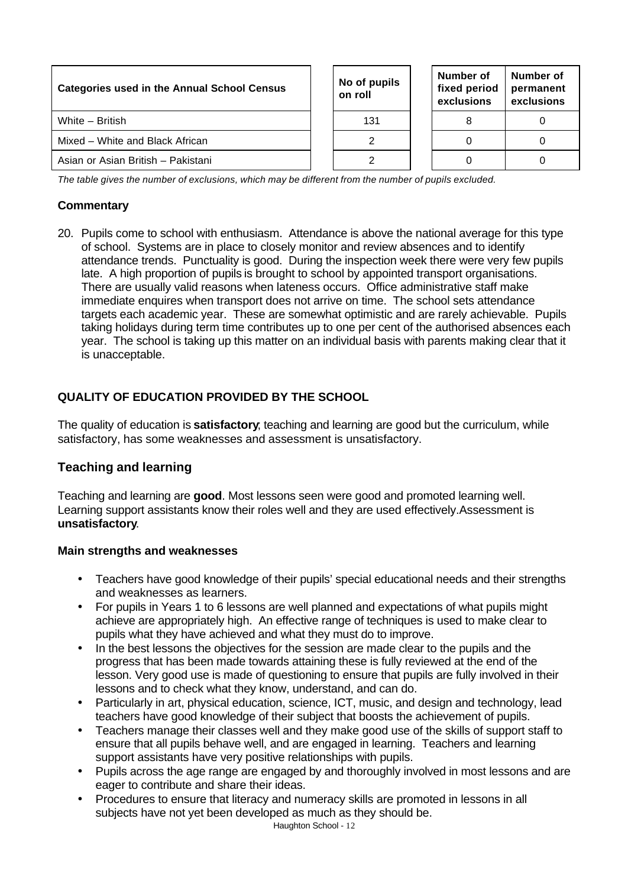| Categories used in the Annual School Census | No of pupils on roll | Number of fixed period exclusions | Number of permanent exclusions |
|---|---|---|---|
| White – British | 131 | 8 | 0 |
| Mixed – White and Black African | 2 | 0 | 0 |
| Asian or Asian British – Pakistani | 2 | 0 | 0 |

*The table gives the number of exclusions, which may be different from the number of pupils excluded.*

**Commentary**

20. Pupils come to school with enthusiasm. Attendance is above the national average for this type of school. Systems are in place to closely monitor and review absences and to identify attendance trends. Punctuality is good. During the inspection week there were very few pupils late. A high proportion of pupils is brought to school by appointed transport organisations. There are usually valid reasons when lateness occurs. Office administrative staff make immediate enquires when transport does not arrive on time. The school sets attendance targets each academic year. These are somewhat optimistic and are rarely achievable. Pupils taking holidays during term time contributes up to one per cent of the authorised absences each year. The school is taking up this matter on an individual basis with parents making clear that it is unacceptable.

## QUALITY OF EDUCATION PROVIDED BY THE SCHOOL

The quality of education is **satisfactory**; teaching and learning are good but the curriculum, while satisfactory, has some weaknesses and assessment is unsatisfactory.

### Teaching and learning

Teaching and learning are **good**. Most lessons seen were good and promoted learning well. Learning support assistants know their roles well and they are used effectively.Assessment is **unsatisfactory**.

**Main strengths and weaknesses**

- Teachers have good knowledge of their pupils' special educational needs and their strengths and weaknesses as learners.
- For pupils in Years 1 to 6 lessons are well planned and expectations of what pupils might achieve are appropriately high. An effective range of techniques is used to make clear to pupils what they have achieved and what they must do to improve.
- In the best lessons the objectives for the session are made clear to the pupils and the progress that has been made towards attaining these is fully reviewed at the end of the lesson. Very good use is made of questioning to ensure that pupils are fully involved in their lessons and to check what they know, understand, and can do.
- Particularly in art, physical education, science, ICT, music, and design and technology, lead teachers have good knowledge of their subject that boosts the achievement of pupils.
- Teachers manage their classes well and they make good use of the skills of support staff to ensure that all pupils behave well, and are engaged in learning. Teachers and learning support assistants have very positive relationships with pupils.
- Pupils across the age range are engaged by and thoroughly involved in most lessons and are eager to contribute and share their ideas.
- Procedures to ensure that literacy and numeracy skills are promoted in lessons in all subjects have not yet been developed as much as they should be.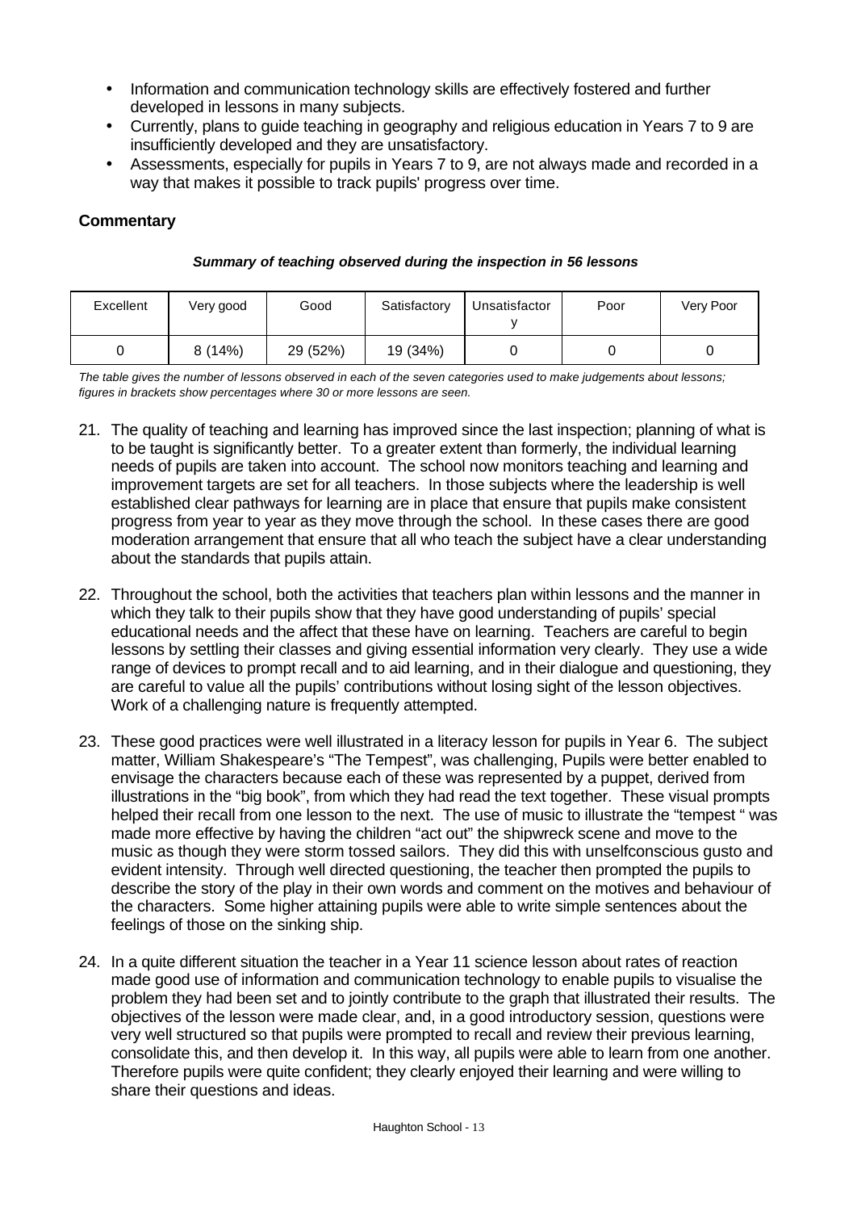- Information and communication technology skills are effectively fostered and further developed in lessons in many subjects.
- Currently, plans to guide teaching in geography and religious education in Years 7 to 9 are insufficiently developed and they are unsatisfactory.
- Assessments, especially for pupils in Years 7 to 9, are not always made and recorded in a way that makes it possible to track pupils' progress over time.

### Commentary

***Summary of teaching observed during the inspection in 56 lessons***

| Excellent | Very good | Good | Satisfactory | Unsatisfactory | Poor | Very Poor |
|---|---|---|---|---|---|---|
| 0 | 8 (14%) | 29 (52%) | 19 (34%) | 0 | 0 | 0 |

*The table gives the number of lessons observed in each of the seven categories used to make judgements about lessons; figures in brackets show percentages where 30 or more lessons are seen.*

21. The quality of teaching and learning has improved since the last inspection; planning of what is to be taught is significantly better. To a greater extent than formerly, the individual learning needs of pupils are taken into account. The school now monitors teaching and learning and improvement targets are set for all teachers. In those subjects where the leadership is well established clear pathways for learning are in place that ensure that pupils make consistent progress from year to year as they move through the school. In these cases there are good moderation arrangement that ensure that all who teach the subject have a clear understanding about the standards that pupils attain.

22. Throughout the school, both the activities that teachers plan within lessons and the manner in which they talk to their pupils show that they have good understanding of pupils' special educational needs and the affect that these have on learning. Teachers are careful to begin lessons by settling their classes and giving essential information very clearly. They use a wide range of devices to prompt recall and to aid learning, and in their dialogue and questioning, they are careful to value all the pupils' contributions without losing sight of the lesson objectives. Work of a challenging nature is frequently attempted.

23. These good practices were well illustrated in a literacy lesson for pupils in Year 6. The subject matter, William Shakespeare's "The Tempest", was challenging, Pupils were better enabled to envisage the characters because each of these was represented by a puppet, derived from illustrations in the "big book", from which they had read the text together. These visual prompts helped their recall from one lesson to the next. The use of music to illustrate the "tempest " was made more effective by having the children "act out" the shipwreck scene and move to the music as though they were storm tossed sailors. They did this with unselfconscious gusto and evident intensity. Through well directed questioning, the teacher then prompted the pupils to describe the story of the play in their own words and comment on the motives and behaviour of the characters. Some higher attaining pupils were able to write simple sentences about the feelings of those on the sinking ship.

24. In a quite different situation the teacher in a Year 11 science lesson about rates of reaction made good use of information and communication technology to enable pupils to visualise the problem they had been set and to jointly contribute to the graph that illustrated their results. The objectives of the lesson were made clear, and, in a good introductory session, questions were very well structured so that pupils were prompted to recall and review their previous learning, consolidate this, and then develop it. In this way, all pupils were able to learn from one another. Therefore pupils were quite confident; they clearly enjoyed their learning and were willing to share their questions and ideas.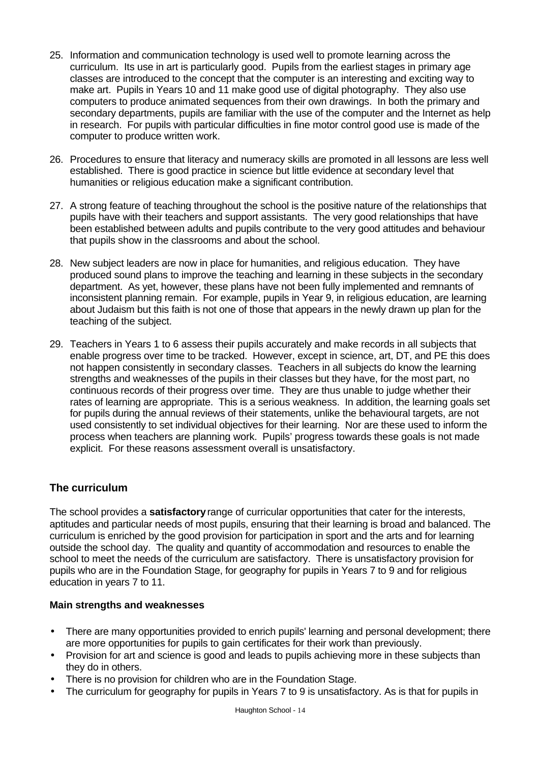25. Information and communication technology is used well to promote learning across the curriculum. Its use in art is particularly good. Pupils from the earliest stages in primary age classes are introduced to the concept that the computer is an interesting and exciting way to make art. Pupils in Years 10 and 11 make good use of digital photography. They also use computers to produce animated sequences from their own drawings. In both the primary and secondary departments, pupils are familiar with the use of the computer and the Internet as help in research. For pupils with particular difficulties in fine motor control good use is made of the computer to produce written work.

26. Procedures to ensure that literacy and numeracy skills are promoted in all lessons are less well established. There is good practice in science but little evidence at secondary level that humanities or religious education make a significant contribution.

27. A strong feature of teaching throughout the school is the positive nature of the relationships that pupils have with their teachers and support assistants. The very good relationships that have been established between adults and pupils contribute to the very good attitudes and behaviour that pupils show in the classrooms and about the school.

28. New subject leaders are now in place for humanities, and religious education. They have produced sound plans to improve the teaching and learning in these subjects in the secondary department. As yet, however, these plans have not been fully implemented and remnants of inconsistent planning remain. For example, pupils in Year 9, in religious education, are learning about Judaism but this faith is not one of those that appears in the newly drawn up plan for the teaching of the subject.

29. Teachers in Years 1 to 6 assess their pupils accurately and make records in all subjects that enable progress over time to be tracked. However, except in science, art, DT, and PE this does not happen consistently in secondary classes. Teachers in all subjects do know the learning strengths and weaknesses of the pupils in their classes but they have, for the most part, no continuous records of their progress over time. They are thus unable to judge whether their rates of learning are appropriate. This is a serious weakness. In addition, the learning goals set for pupils during the annual reviews of their statements, unlike the behavioural targets, are not used consistently to set individual objectives for their learning. Nor are these used to inform the process when teachers are planning work. Pupils' progress towards these goals is not made explicit. For these reasons assessment overall is unsatisfactory.

## The curriculum

The school provides a **satisfactory** range of curricular opportunities that cater for the interests, aptitudes and particular needs of most pupils, ensuring that their learning is broad and balanced. The curriculum is enriched by the good provision for participation in sport and the arts and for learning outside the school day. The quality and quantity of accommodation and resources to enable the school to meet the needs of the curriculum are satisfactory. There is unsatisfactory provision for pupils who are in the Foundation Stage, for geography for pupils in Years 7 to 9 and for religious education in years 7 to 11.

**Main strengths and weaknesses**

- There are many opportunities provided to enrich pupils' learning and personal development; there are more opportunities for pupils to gain certificates for their work than previously.
- Provision for art and science is good and leads to pupils achieving more in these subjects than they do in others.
- There is no provision for children who are in the Foundation Stage.
- The curriculum for geography for pupils in Years 7 to 9 is unsatisfactory. As is that for pupils in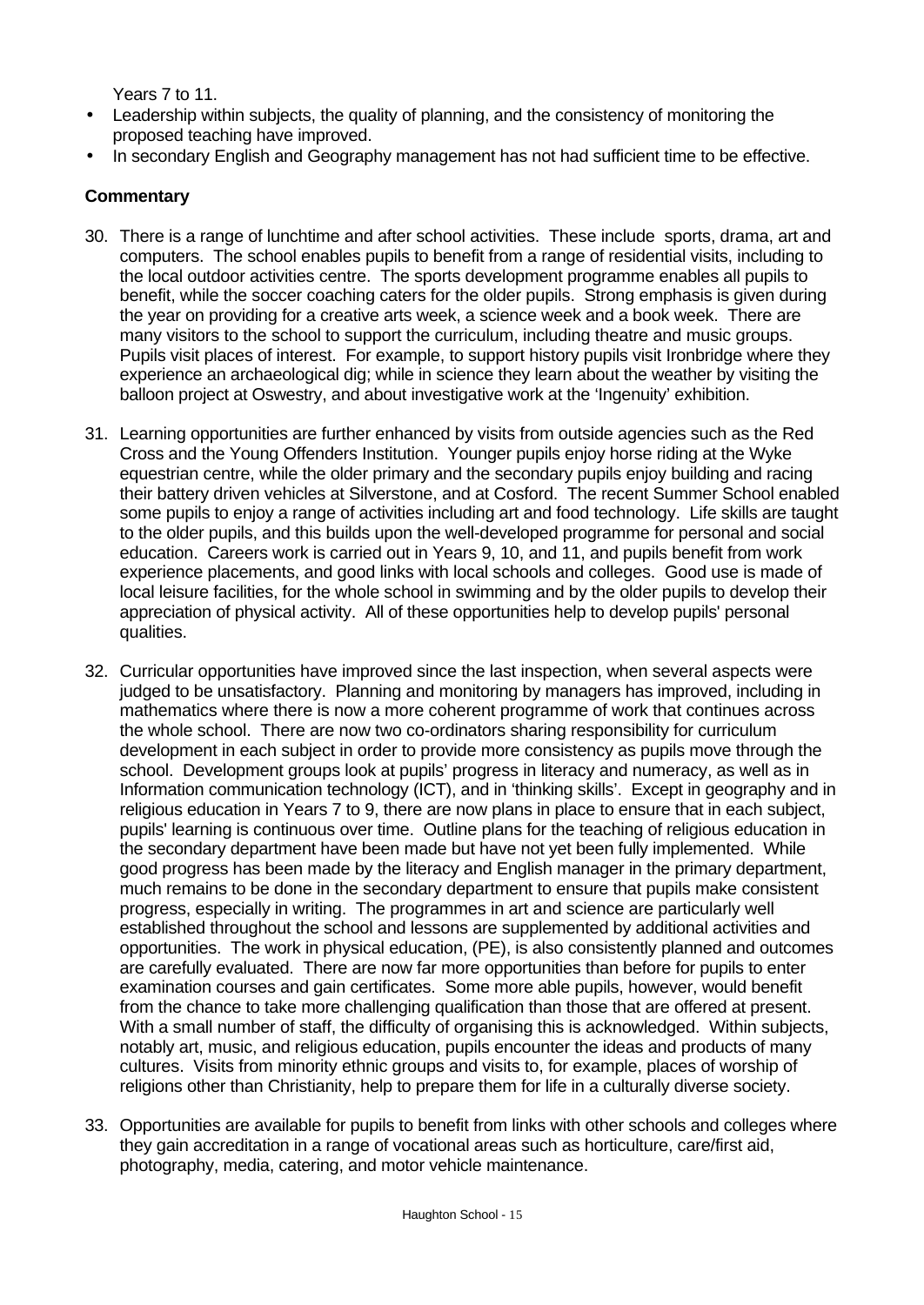Years 7 to 11.

- Leadership within subjects, the quality of planning, and the consistency of monitoring the proposed teaching have improved.
- In secondary English and Geography management has not had sufficient time to be effective.

**Commentary**

30. There is a range of lunchtime and after school activities. These include sports, drama, art and computers. The school enables pupils to benefit from a range of residential visits, including to the local outdoor activities centre. The sports development programme enables all pupils to benefit, while the soccer coaching caters for the older pupils. Strong emphasis is given during the year on providing for a creative arts week, a science week and a book week. There are many visitors to the school to support the curriculum, including theatre and music groups. Pupils visit places of interest. For example, to support history pupils visit Ironbridge where they experience an archaeological dig; while in science they learn about the weather by visiting the balloon project at Oswestry, and about investigative work at the 'Ingenuity' exhibition.

31. Learning opportunities are further enhanced by visits from outside agencies such as the Red Cross and the Young Offenders Institution. Younger pupils enjoy horse riding at the Wyke equestrian centre, while the older primary and the secondary pupils enjoy building and racing their battery driven vehicles at Silverstone, and at Cosford. The recent Summer School enabled some pupils to enjoy a range of activities including art and food technology. Life skills are taught to the older pupils, and this builds upon the well-developed programme for personal and social education. Careers work is carried out in Years 9, 10, and 11, and pupils benefit from work experience placements, and good links with local schools and colleges. Good use is made of local leisure facilities, for the whole school in swimming and by the older pupils to develop their appreciation of physical activity. All of these opportunities help to develop pupils' personal qualities.

32. Curricular opportunities have improved since the last inspection, when several aspects were judged to be unsatisfactory. Planning and monitoring by managers has improved, including in mathematics where there is now a more coherent programme of work that continues across the whole school. There are now two co-ordinators sharing responsibility for curriculum development in each subject in order to provide more consistency as pupils move through the school. Development groups look at pupils' progress in literacy and numeracy, as well as in Information communication technology (ICT), and in 'thinking skills'. Except in geography and in religious education in Years 7 to 9, there are now plans in place to ensure that in each subject, pupils' learning is continuous over time. Outline plans for the teaching of religious education in the secondary department have been made but have not yet been fully implemented. While good progress has been made by the literacy and English manager in the primary department, much remains to be done in the secondary department to ensure that pupils make consistent progress, especially in writing. The programmes in art and science are particularly well established throughout the school and lessons are supplemented by additional activities and opportunities. The work in physical education, (PE), is also consistently planned and outcomes are carefully evaluated. There are now far more opportunities than before for pupils to enter examination courses and gain certificates. Some more able pupils, however, would benefit from the chance to take more challenging qualification than those that are offered at present. With a small number of staff, the difficulty of organising this is acknowledged. Within subjects, notably art, music, and religious education, pupils encounter the ideas and products of many cultures. Visits from minority ethnic groups and visits to, for example, places of worship of religions other than Christianity, help to prepare them for life in a culturally diverse society.

33. Opportunities are available for pupils to benefit from links with other schools and colleges where they gain accreditation in a range of vocational areas such as horticulture, care/first aid, photography, media, catering, and motor vehicle maintenance.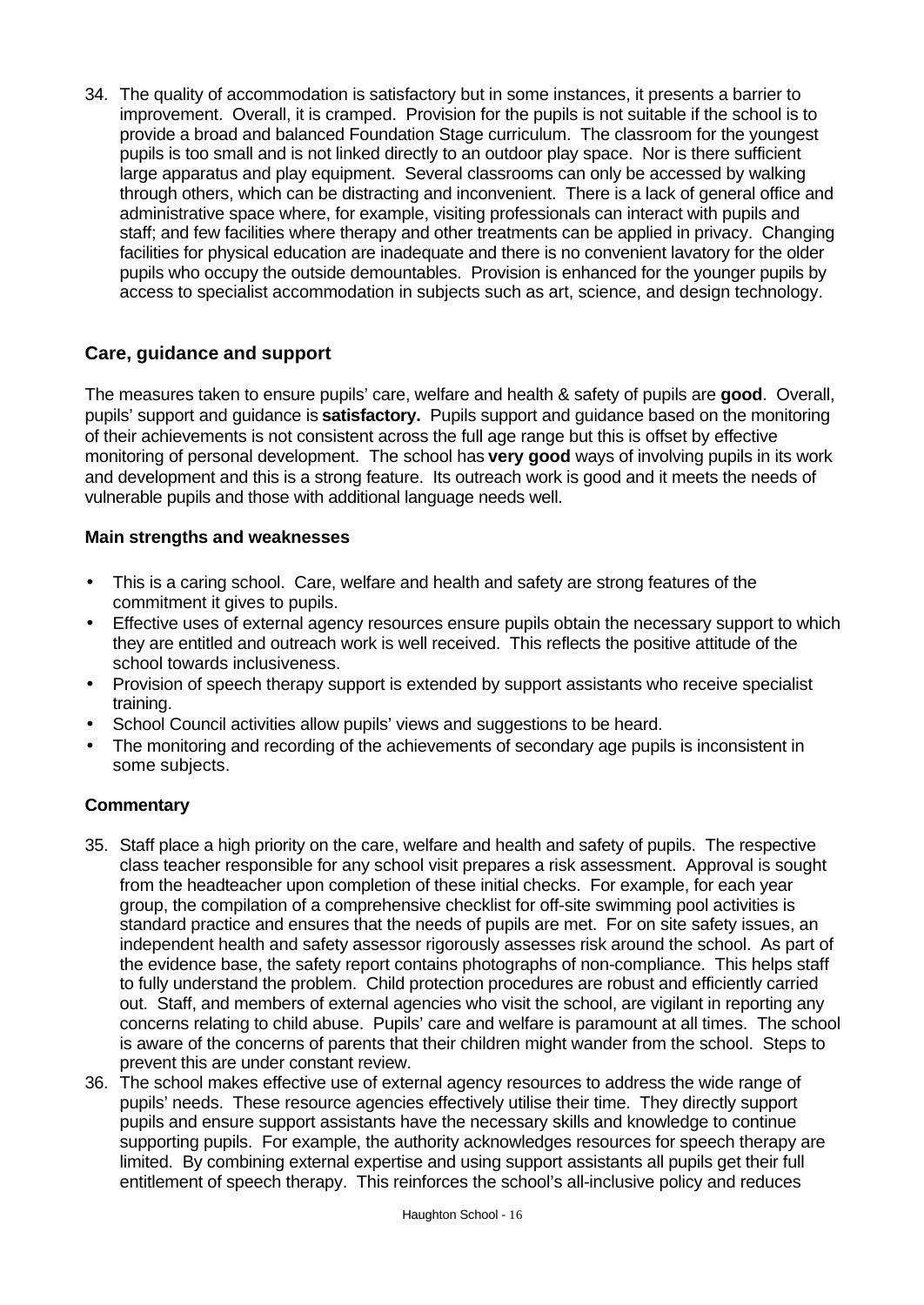34. The quality of accommodation is satisfactory but in some instances, it presents a barrier to improvement. Overall, it is cramped. Provision for the pupils is not suitable if the school is to provide a broad and balanced Foundation Stage curriculum. The classroom for the youngest pupils is too small and is not linked directly to an outdoor play space. Nor is there sufficient large apparatus and play equipment. Several classrooms can only be accessed by walking through others, which can be distracting and inconvenient. There is a lack of general office and administrative space where, for example, visiting professionals can interact with pupils and staff; and few facilities where therapy and other treatments can be applied in privacy. Changing facilities for physical education are inadequate and there is no convenient lavatory for the older pupils who occupy the outside demountables. Provision is enhanced for the younger pupils by access to specialist accommodation in subjects such as art, science, and design technology.

## Care, guidance and support

The measures taken to ensure pupils' care, welfare and health & safety of pupils are **good**. Overall, pupils' support and guidance is **satisfactory.** Pupils support and guidance based on the monitoring of their achievements is not consistent across the full age range but this is offset by effective monitoring of personal development. The school has **very good** ways of involving pupils in its work and development and this is a strong feature. Its outreach work is good and it meets the needs of vulnerable pupils and those with additional language needs well.

### Main strengths and weaknesses

- This is a caring school. Care, welfare and health and safety are strong features of the commitment it gives to pupils.
- Effective uses of external agency resources ensure pupils obtain the necessary support to which they are entitled and outreach work is well received. This reflects the positive attitude of the school towards inclusiveness.
- Provision of speech therapy support is extended by support assistants who receive specialist training.
- School Council activities allow pupils' views and suggestions to be heard.
- The monitoring and recording of the achievements of secondary age pupils is inconsistent in some subjects.

### Commentary

35. Staff place a high priority on the care, welfare and health and safety of pupils. The respective class teacher responsible for any school visit prepares a risk assessment. Approval is sought from the headteacher upon completion of these initial checks. For example, for each year group, the compilation of a comprehensive checklist for off-site swimming pool activities is standard practice and ensures that the needs of pupils are met. For on site safety issues, an independent health and safety assessor rigorously assesses risk around the school. As part of the evidence base, the safety report contains photographs of non-compliance. This helps staff to fully understand the problem. Child protection procedures are robust and efficiently carried out. Staff, and members of external agencies who visit the school, are vigilant in reporting any concerns relating to child abuse. Pupils' care and welfare is paramount at all times. The school is aware of the concerns of parents that their children might wander from the school. Steps to prevent this are under constant review.
36. The school makes effective use of external agency resources to address the wide range of pupils' needs. These resource agencies effectively utilise their time. They directly support pupils and ensure support assistants have the necessary skills and knowledge to continue supporting pupils. For example, the authority acknowledges resources for speech therapy are limited. By combining external expertise and using support assistants all pupils get their full entitlement of speech therapy. This reinforces the school's all-inclusive policy and reduces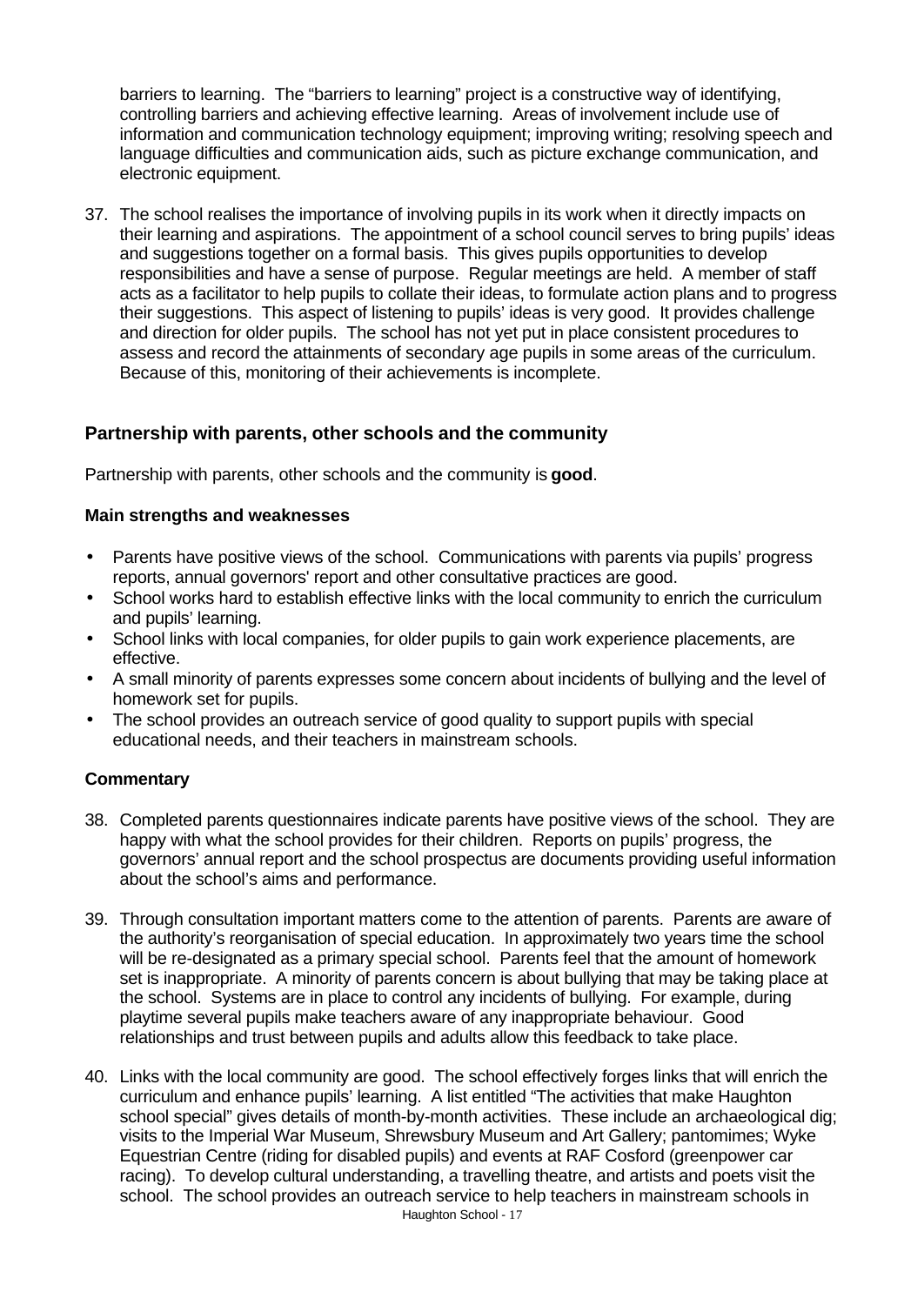barriers to learning. The "barriers to learning" project is a constructive way of identifying, controlling barriers and achieving effective learning. Areas of involvement include use of information and communication technology equipment; improving writing; resolving speech and language difficulties and communication aids, such as picture exchange communication, and electronic equipment.

37. The school realises the importance of involving pupils in its work when it directly impacts on their learning and aspirations. The appointment of a school council serves to bring pupils' ideas and suggestions together on a formal basis. This gives pupils opportunities to develop responsibilities and have a sense of purpose. Regular meetings are held. A member of staff acts as a facilitator to help pupils to collate their ideas, to formulate action plans and to progress their suggestions. This aspect of listening to pupils' ideas is very good. It provides challenge and direction for older pupils. The school has not yet put in place consistent procedures to assess and record the attainments of secondary age pupils in some areas of the curriculum. Because of this, monitoring of their achievements is incomplete.

## Partnership with parents, other schools and the community

Partnership with parents, other schools and the community is **good**.

### Main strengths and weaknesses

- Parents have positive views of the school. Communications with parents via pupils' progress reports, annual governors' report and other consultative practices are good.
- School works hard to establish effective links with the local community to enrich the curriculum and pupils' learning.
- School links with local companies, for older pupils to gain work experience placements, are effective.
- A small minority of parents expresses some concern about incidents of bullying and the level of homework set for pupils.
- The school provides an outreach service of good quality to support pupils with special educational needs, and their teachers in mainstream schools.

### Commentary

38. Completed parents questionnaires indicate parents have positive views of the school. They are happy with what the school provides for their children. Reports on pupils' progress, the governors' annual report and the school prospectus are documents providing useful information about the school's aims and performance.

39. Through consultation important matters come to the attention of parents. Parents are aware of the authority's reorganisation of special education. In approximately two years time the school will be re-designated as a primary special school. Parents feel that the amount of homework set is inappropriate. A minority of parents concern is about bullying that may be taking place at the school. Systems are in place to control any incidents of bullying. For example, during playtime several pupils make teachers aware of any inappropriate behaviour. Good relationships and trust between pupils and adults allow this feedback to take place.

40. Links with the local community are good. The school effectively forges links that will enrich the curriculum and enhance pupils' learning. A list entitled "The activities that make Haughton school special" gives details of month-by-month activities. These include an archaeological dig; visits to the Imperial War Museum, Shrewsbury Museum and Art Gallery; pantomimes; Wyke Equestrian Centre (riding for disabled pupils) and events at RAF Cosford (greenpower car racing). To develop cultural understanding, a travelling theatre, and artists and poets visit the school. The school provides an outreach service to help teachers in mainstream schools in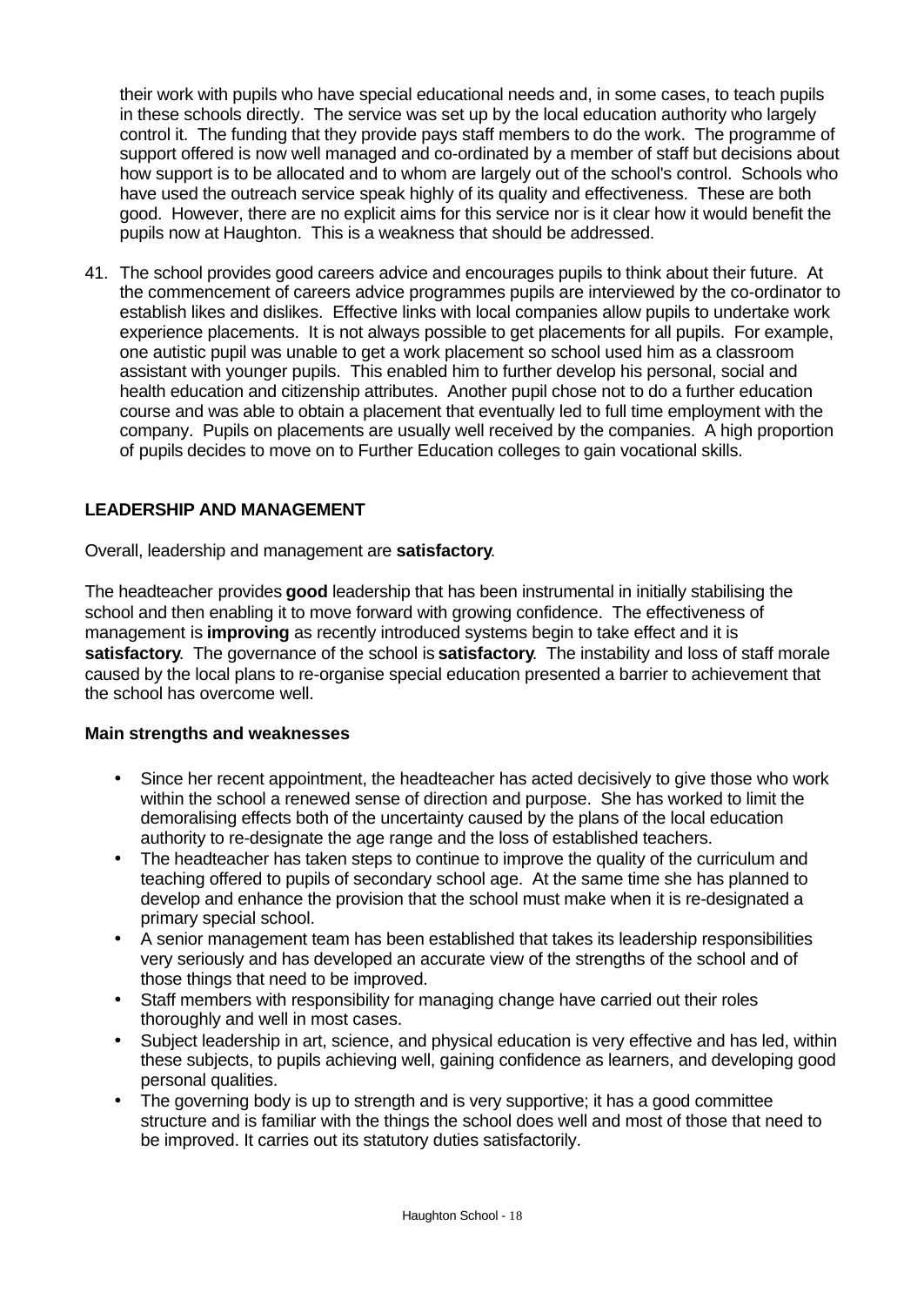their work with pupils who have special educational needs and, in some cases, to teach pupils in these schools directly. The service was set up by the local education authority who largely control it. The funding that they provide pays staff members to do the work. The programme of support offered is now well managed and co-ordinated by a member of staff but decisions about how support is to be allocated and to whom are largely out of the school's control. Schools who have used the outreach service speak highly of its quality and effectiveness. These are both good. However, there are no explicit aims for this service nor is it clear how it would benefit the pupils now at Haughton. This is a weakness that should be addressed.

41. The school provides good careers advice and encourages pupils to think about their future. At the commencement of careers advice programmes pupils are interviewed by the co-ordinator to establish likes and dislikes. Effective links with local companies allow pupils to undertake work experience placements. It is not always possible to get placements for all pupils. For example, one autistic pupil was unable to get a work placement so school used him as a classroom assistant with younger pupils. This enabled him to further develop his personal, social and health education and citizenship attributes. Another pupil chose not to do a further education course and was able to obtain a placement that eventually led to full time employment with the company. Pupils on placements are usually well received by the companies. A high proportion of pupils decides to move on to Further Education colleges to gain vocational skills.

## LEADERSHIP AND MANAGEMENT

Overall, leadership and management are **satisfactory**.

The headteacher provides **good** leadership that has been instrumental in initially stabilising the school and then enabling it to move forward with growing confidence. The effectiveness of management is **improving** as recently introduced systems begin to take effect and it is **satisfactory**. The governance of the school is **satisfactory**. The instability and loss of staff morale caused by the local plans to re-organise special education presented a barrier to achievement that the school has overcome well.

### Main strengths and weaknesses

- Since her recent appointment, the headteacher has acted decisively to give those who work within the school a renewed sense of direction and purpose. She has worked to limit the demoralising effects both of the uncertainty caused by the plans of the local education authority to re-designate the age range and the loss of established teachers.
- The headteacher has taken steps to continue to improve the quality of the curriculum and teaching offered to pupils of secondary school age. At the same time she has planned to develop and enhance the provision that the school must make when it is re-designated a primary special school.
- A senior management team has been established that takes its leadership responsibilities very seriously and has developed an accurate view of the strengths of the school and of those things that need to be improved.
- Staff members with responsibility for managing change have carried out their roles thoroughly and well in most cases.
- Subject leadership in art, science, and physical education is very effective and has led, within these subjects, to pupils achieving well, gaining confidence as learners, and developing good personal qualities.
- The governing body is up to strength and is very supportive; it has a good committee structure and is familiar with the things the school does well and most of those that need to be improved. It carries out its statutory duties satisfactorily.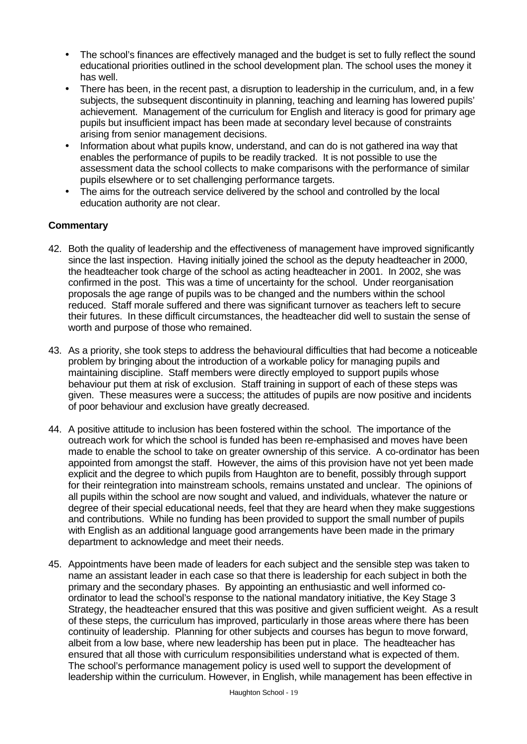- The school's finances are effectively managed and the budget is set to fully reflect the sound educational priorities outlined in the school development plan. The school uses the money it has well.
- There has been, in the recent past, a disruption to leadership in the curriculum, and, in a few subjects, the subsequent discontinuity in planning, teaching and learning has lowered pupils' achievement. Management of the curriculum for English and literacy is good for primary age pupils but insufficient impact has been made at secondary level because of constraints arising from senior management decisions.
- Information about what pupils know, understand, and can do is not gathered ina way that enables the performance of pupils to be readily tracked. It is not possible to use the assessment data the school collects to make comparisons with the performance of similar pupils elsewhere or to set challenging performance targets.
- The aims for the outreach service delivered by the school and controlled by the local education authority are not clear.

**Commentary**

42. Both the quality of leadership and the effectiveness of management have improved significantly since the last inspection. Having initially joined the school as the deputy headteacher in 2000, the headteacher took charge of the school as acting headteacher in 2001. In 2002, she was confirmed in the post. This was a time of uncertainty for the school. Under reorganisation proposals the age range of pupils was to be changed and the numbers within the school reduced. Staff morale suffered and there was significant turnover as teachers left to secure their futures. In these difficult circumstances, the headteacher did well to sustain the sense of worth and purpose of those who remained.

43. As a priority, she took steps to address the behavioural difficulties that had become a noticeable problem by bringing about the introduction of a workable policy for managing pupils and maintaining discipline. Staff members were directly employed to support pupils whose behaviour put them at risk of exclusion. Staff training in support of each of these steps was given. These measures were a success; the attitudes of pupils are now positive and incidents of poor behaviour and exclusion have greatly decreased.

44. A positive attitude to inclusion has been fostered within the school. The importance of the outreach work for which the school is funded has been re-emphasised and moves have been made to enable the school to take on greater ownership of this service. A co-ordinator has been appointed from amongst the staff. However, the aims of this provision have not yet been made explicit and the degree to which pupils from Haughton are to benefit, possibly through support for their reintegration into mainstream schools, remains unstated and unclear. The opinions of all pupils within the school are now sought and valued, and individuals, whatever the nature or degree of their special educational needs, feel that they are heard when they make suggestions and contributions. While no funding has been provided to support the small number of pupils with English as an additional language good arrangements have been made in the primary department to acknowledge and meet their needs.

45. Appointments have been made of leaders for each subject and the sensible step was taken to name an assistant leader in each case so that there is leadership for each subject in both the primary and the secondary phases. By appointing an enthusiastic and well informed co-ordinator to lead the school's response to the national mandatory initiative, the Key Stage 3 Strategy, the headteacher ensured that this was positive and given sufficient weight. As a result of these steps, the curriculum has improved, particularly in those areas where there has been continuity of leadership. Planning for other subjects and courses has begun to move forward, albeit from a low base, where new leadership has been put in place. The headteacher has ensured that all those with curriculum responsibilities understand what is expected of them. The school's performance management policy is used well to support the development of leadership within the curriculum. However, in English, while management has been effective in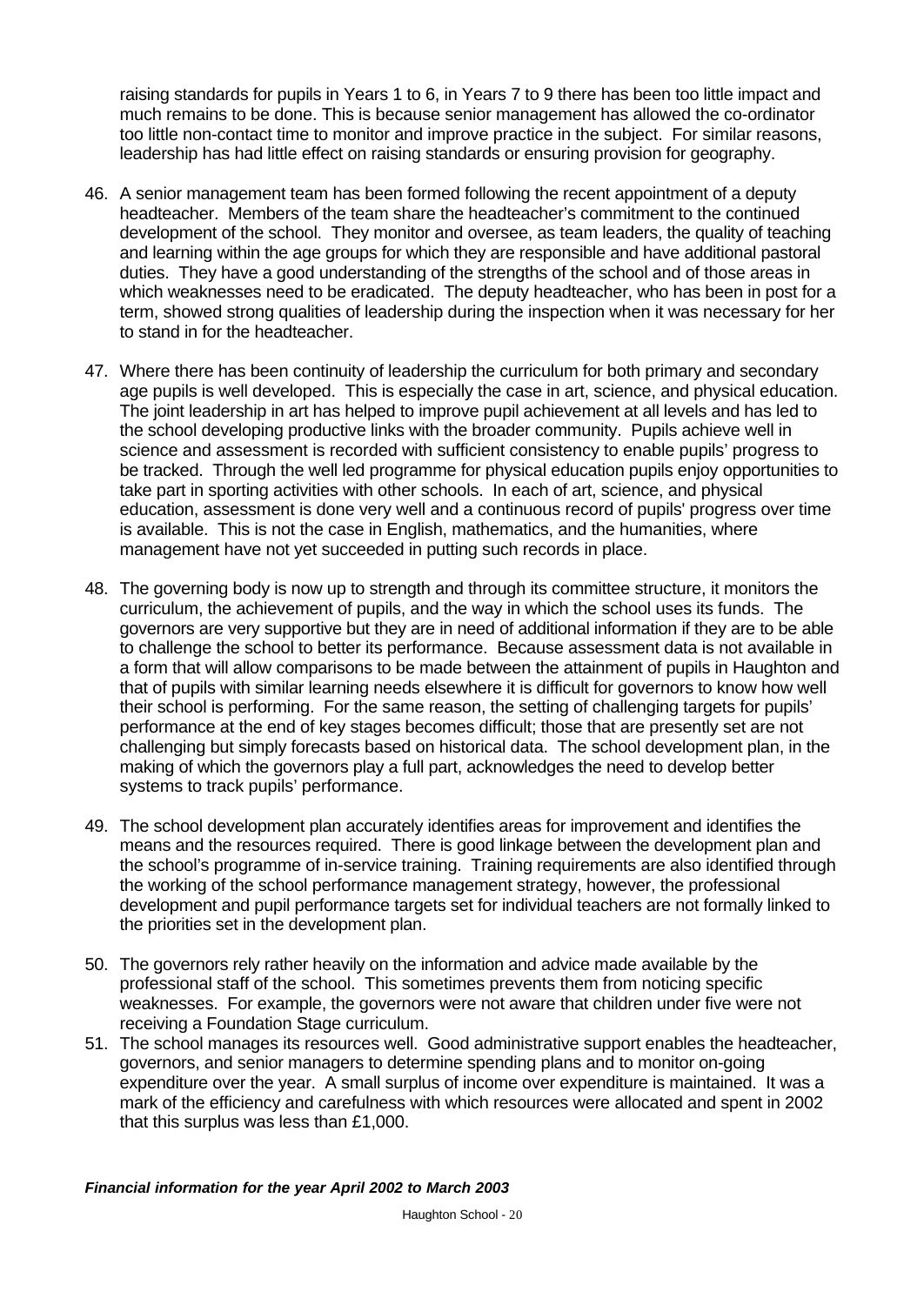raising standards for pupils in Years 1 to 6, in Years 7 to 9 there has been too little impact and much remains to be done. This is because senior management has allowed the co-ordinator too little non-contact time to monitor and improve practice in the subject. For similar reasons, leadership has had little effect on raising standards or ensuring provision for geography.

46. A senior management team has been formed following the recent appointment of a deputy headteacher. Members of the team share the headteacher's commitment to the continued development of the school. They monitor and oversee, as team leaders, the quality of teaching and learning within the age groups for which they are responsible and have additional pastoral duties. They have a good understanding of the strengths of the school and of those areas in which weaknesses need to be eradicated. The deputy headteacher, who has been in post for a term, showed strong qualities of leadership during the inspection when it was necessary for her to stand in for the headteacher.

47. Where there has been continuity of leadership the curriculum for both primary and secondary age pupils is well developed. This is especially the case in art, science, and physical education. The joint leadership in art has helped to improve pupil achievement at all levels and has led to the school developing productive links with the broader community. Pupils achieve well in science and assessment is recorded with sufficient consistency to enable pupils' progress to be tracked. Through the well led programme for physical education pupils enjoy opportunities to take part in sporting activities with other schools. In each of art, science, and physical education, assessment is done very well and a continuous record of pupils' progress over time is available. This is not the case in English, mathematics, and the humanities, where management have not yet succeeded in putting such records in place.

48. The governing body is now up to strength and through its committee structure, it monitors the curriculum, the achievement of pupils, and the way in which the school uses its funds. The governors are very supportive but they are in need of additional information if they are to be able to challenge the school to better its performance. Because assessment data is not available in a form that will allow comparisons to be made between the attainment of pupils in Haughton and that of pupils with similar learning needs elsewhere it is difficult for governors to know how well their school is performing. For the same reason, the setting of challenging targets for pupils' performance at the end of key stages becomes difficult; those that are presently set are not challenging but simply forecasts based on historical data. The school development plan, in the making of which the governors play a full part, acknowledges the need to develop better systems to track pupils' performance.

49. The school development plan accurately identifies areas for improvement and identifies the means and the resources required. There is good linkage between the development plan and the school's programme of in-service training. Training requirements are also identified through the working of the school performance management strategy, however, the professional development and pupil performance targets set for individual teachers are not formally linked to the priorities set in the development plan.

50. The governors rely rather heavily on the information and advice made available by the professional staff of the school. This sometimes prevents them from noticing specific weaknesses. For example, the governors were not aware that children under five were not receiving a Foundation Stage curriculum.

51. The school manages its resources well. Good administrative support enables the headteacher, governors, and senior managers to determine spending plans and to monitor on-going expenditure over the year. A small surplus of income over expenditure is maintained. It was a mark of the efficiency and carefulness with which resources were allocated and spent in 2002 that this surplus was less than £1,000.

***Financial information for the year April 2002 to March 2003***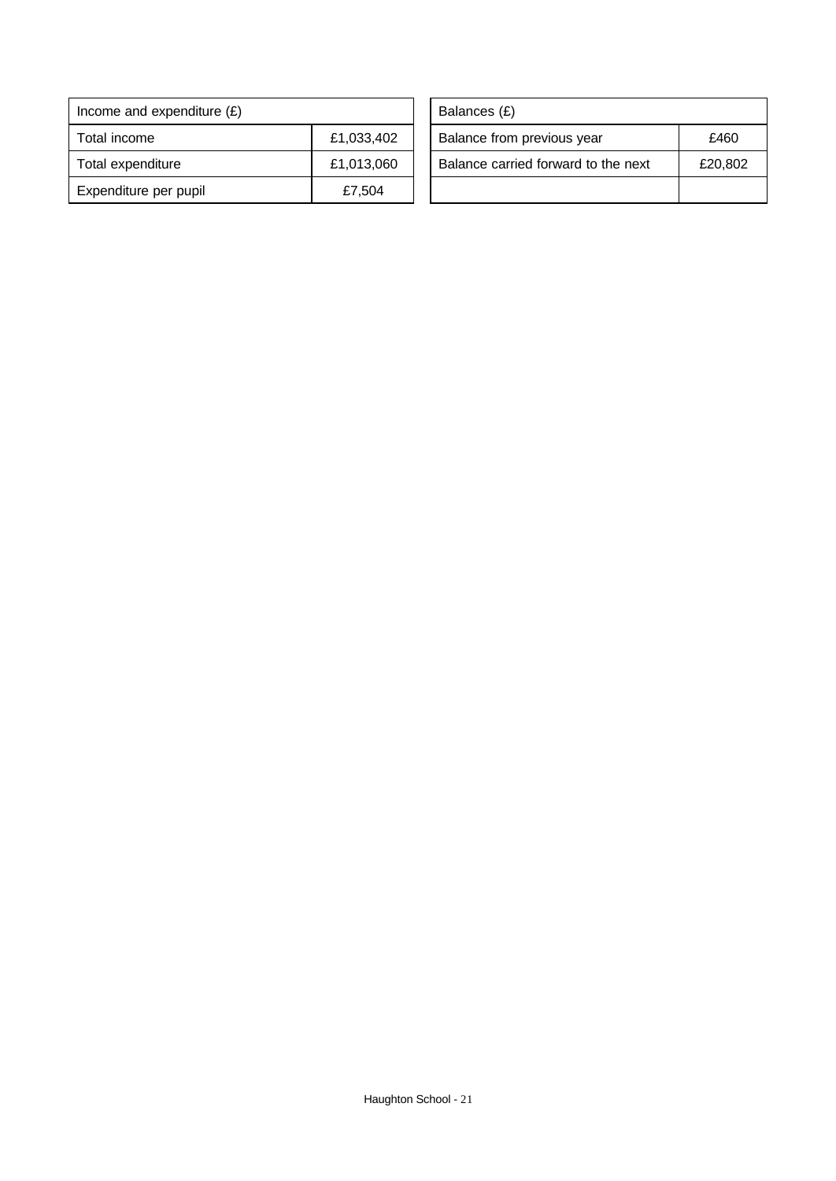| Income and expenditure (£) | |
|---|---|
| Total income | £1,033,402 |
| Total expenditure | £1,013,060 |
| Expenditure per pupil | £7,504 |

| Balances (£) | |
|---|---|
| Balance from previous year | £460 |
| Balance carried forward to the next | £20,802 |
| | |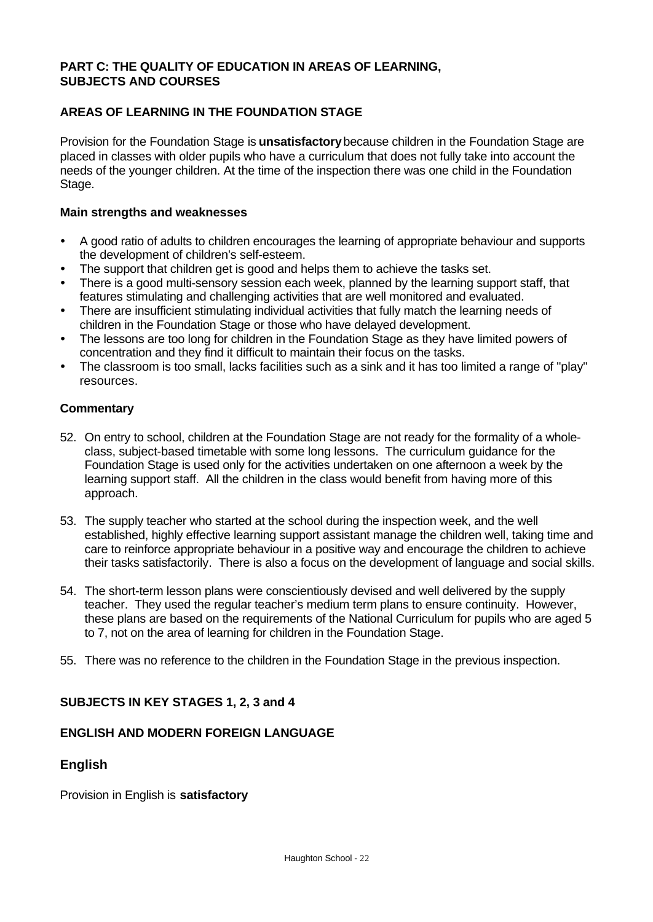## PART C: THE QUALITY OF EDUCATION IN AREAS OF LEARNING, SUBJECTS AND COURSES

### AREAS OF LEARNING IN THE FOUNDATION STAGE

Provision for the Foundation Stage is **unsatisfactory** because children in the Foundation Stage are placed in classes with older pupils who have a curriculum that does not fully take into account the needs of the younger children. At the time of the inspection there was one child in the Foundation Stage.

#### Main strengths and weaknesses

- A good ratio of adults to children encourages the learning of appropriate behaviour and supports the development of children's self-esteem.
- The support that children get is good and helps them to achieve the tasks set.
- There is a good multi-sensory session each week, planned by the learning support staff, that features stimulating and challenging activities that are well monitored and evaluated.
- There are insufficient stimulating individual activities that fully match the learning needs of children in the Foundation Stage or those who have delayed development.
- The lessons are too long for children in the Foundation Stage as they have limited powers of concentration and they find it difficult to maintain their focus on the tasks.
- The classroom is too small, lacks facilities such as a sink and it has too limited a range of "play" resources.

#### Commentary

52. On entry to school, children at the Foundation Stage are not ready for the formality of a whole-class, subject-based timetable with some long lessons. The curriculum guidance for the Foundation Stage is used only for the activities undertaken on one afternoon a week by the learning support staff. All the children in the class would benefit from having more of this approach.

53. The supply teacher who started at the school during the inspection week, and the well established, highly effective learning support assistant manage the children well, taking time and care to reinforce appropriate behaviour in a positive way and encourage the children to achieve their tasks satisfactorily. There is also a focus on the development of language and social skills.

54. The short-term lesson plans were conscientiously devised and well delivered by the supply teacher. They used the regular teacher's medium term plans to ensure continuity. However, these plans are based on the requirements of the National Curriculum for pupils who are aged 5 to 7, not on the area of learning for children in the Foundation Stage.

55. There was no reference to the children in the Foundation Stage in the previous inspection.

### SUBJECTS IN KEY STAGES 1, 2, 3 and 4

### ENGLISH AND MODERN FOREIGN LANGUAGE

## English

Provision in English is **satisfactory**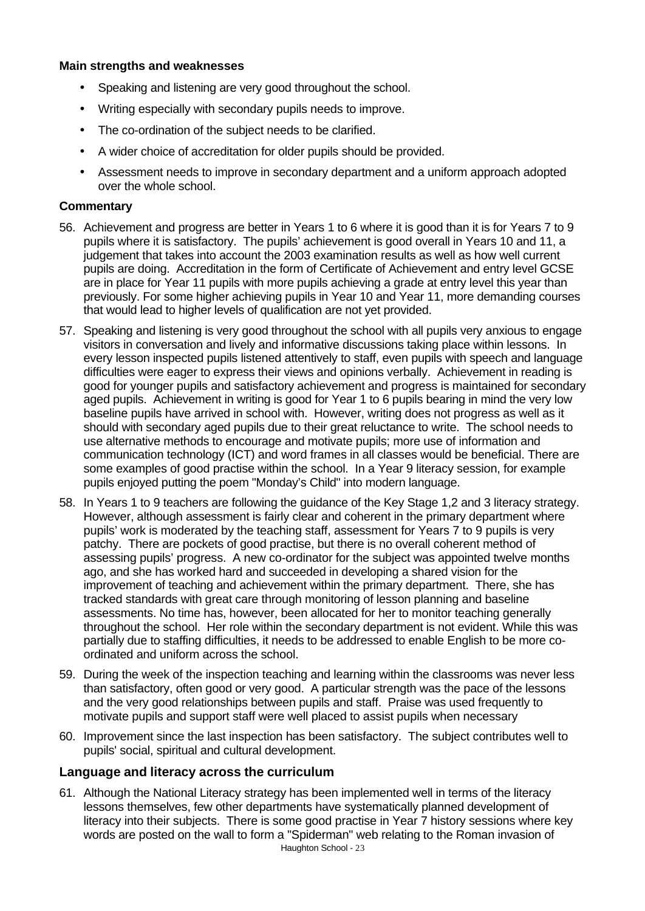**Main strengths and weaknesses**

- Speaking and listening are very good throughout the school.
- Writing especially with secondary pupils needs to improve.
- The co-ordination of the subject needs to be clarified.
- A wider choice of accreditation for older pupils should be provided.
- Assessment needs to improve in secondary department and a uniform approach adopted over the whole school.

**Commentary**

56. Achievement and progress are better in Years 1 to 6 where it is good than it is for Years 7 to 9 pupils where it is satisfactory. The pupils' achievement is good overall in Years 10 and 11, a judgement that takes into account the 2003 examination results as well as how well current pupils are doing. Accreditation in the form of Certificate of Achievement and entry level GCSE are in place for Year 11 pupils with more pupils achieving a grade at entry level this year than previously. For some higher achieving pupils in Year 10 and Year 11, more demanding courses that would lead to higher levels of qualification are not yet provided.

57. Speaking and listening is very good throughout the school with all pupils very anxious to engage visitors in conversation and lively and informative discussions taking place within lessons. In every lesson inspected pupils listened attentively to staff, even pupils with speech and language difficulties were eager to express their views and opinions verbally. Achievement in reading is good for younger pupils and satisfactory achievement and progress is maintained for secondary aged pupils. Achievement in writing is good for Year 1 to 6 pupils bearing in mind the very low baseline pupils have arrived in school with. However, writing does not progress as well as it should with secondary aged pupils due to their great reluctance to write. The school needs to use alternative methods to encourage and motivate pupils; more use of information and communication technology (ICT) and word frames in all classes would be beneficial. There are some examples of good practise within the school. In a Year 9 literacy session, for example pupils enjoyed putting the poem "Monday's Child" into modern language.

58. In Years 1 to 9 teachers are following the guidance of the Key Stage 1,2 and 3 literacy strategy. However, although assessment is fairly clear and coherent in the primary department where pupils' work is moderated by the teaching staff, assessment for Years 7 to 9 pupils is very patchy. There are pockets of good practise, but there is no overall coherent method of assessing pupils' progress. A new co-ordinator for the subject was appointed twelve months ago, and she has worked hard and succeeded in developing a shared vision for the improvement of teaching and achievement within the primary department. There, she has tracked standards with great care through monitoring of lesson planning and baseline assessments. No time has, however, been allocated for her to monitor teaching generally throughout the school. Her role within the secondary department is not evident. While this was partially due to staffing difficulties, it needs to be addressed to enable English to be more co-ordinated and uniform across the school.

59. During the week of the inspection teaching and learning within the classrooms was never less than satisfactory, often good or very good. A particular strength was the pace of the lessons and the very good relationships between pupils and staff. Praise was used frequently to motivate pupils and support staff were well placed to assist pupils when necessary

60. Improvement since the last inspection has been satisfactory. The subject contributes well to pupils' social, spiritual and cultural development.

### Language and literacy across the curriculum

61. Although the National Literacy strategy has been implemented well in terms of the literacy lessons themselves, few other departments have systematically planned development of literacy into their subjects. There is some good practise in Year 7 history sessions where key words are posted on the wall to form a "Spiderman" web relating to the Roman invasion of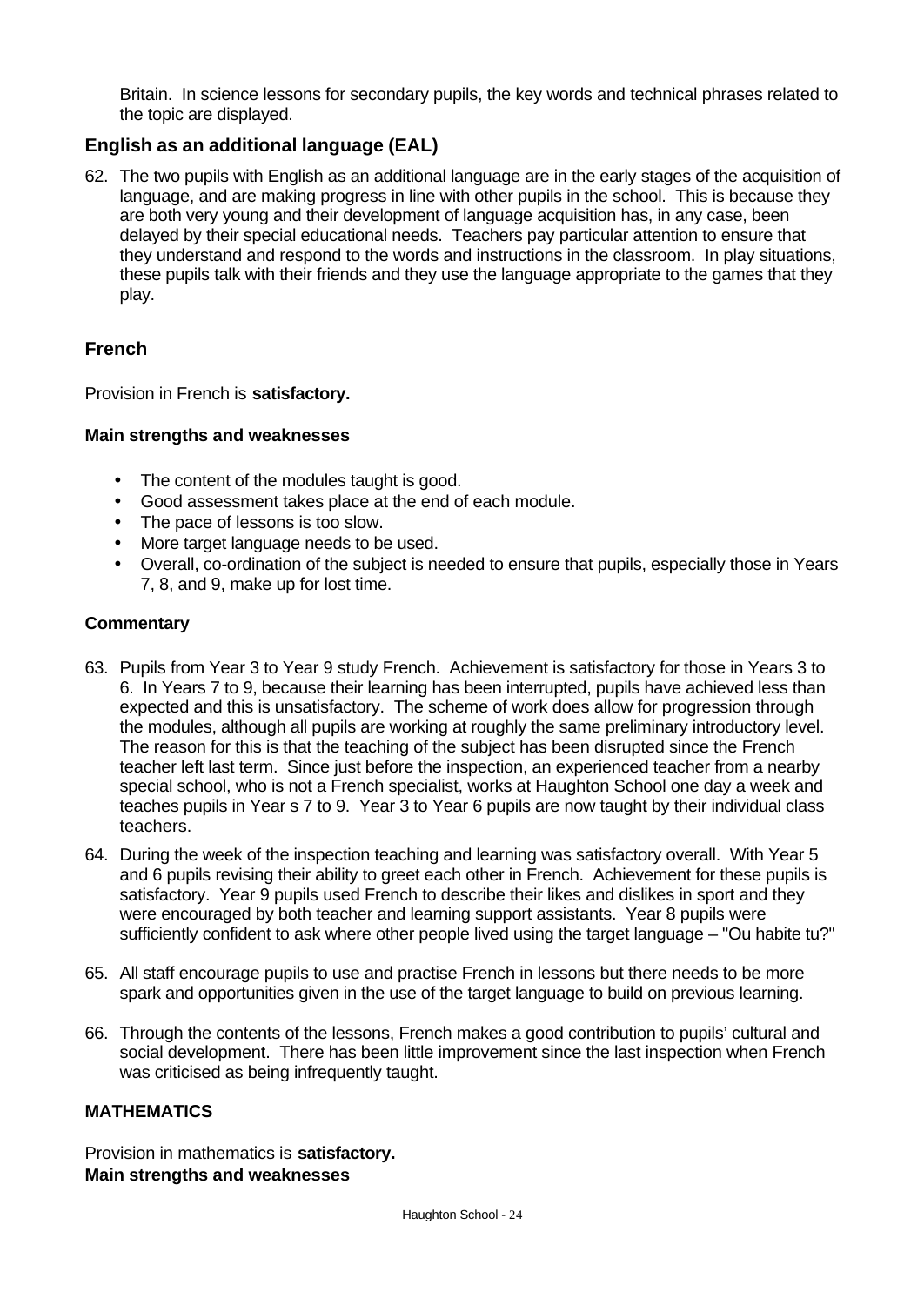Britain. In science lessons for secondary pupils, the key words and technical phrases related to the topic are displayed.

### English as an additional language (EAL)

62. The two pupils with English as an additional language are in the early stages of the acquisition of language, and are making progress in line with other pupils in the school. This is because they are both very young and their development of language acquisition has, in any case, been delayed by their special educational needs. Teachers pay particular attention to ensure that they understand and respond to the words and instructions in the classroom. In play situations, these pupils talk with their friends and they use the language appropriate to the games that they play.

### French

Provision in French is **satisfactory.**

**Main strengths and weaknesses**

- The content of the modules taught is good.
- Good assessment takes place at the end of each module.
- The pace of lessons is too slow.
- More target language needs to be used.
- Overall, co-ordination of the subject is needed to ensure that pupils, especially those in Years 7, 8, and 9, make up for lost time.

**Commentary**

63. Pupils from Year 3 to Year 9 study French. Achievement is satisfactory for those in Years 3 to 6. In Years 7 to 9, because their learning has been interrupted, pupils have achieved less than expected and this is unsatisfactory. The scheme of work does allow for progression through the modules, although all pupils are working at roughly the same preliminary introductory level. The reason for this is that the teaching of the subject has been disrupted since the French teacher left last term. Since just before the inspection, an experienced teacher from a nearby special school, who is not a French specialist, works at Haughton School one day a week and teaches pupils in Year s 7 to 9. Year 3 to Year 6 pupils are now taught by their individual class teachers.
64. During the week of the inspection teaching and learning was satisfactory overall. With Year 5 and 6 pupils revising their ability to greet each other in French. Achievement for these pupils is satisfactory. Year 9 pupils used French to describe their likes and dislikes in sport and they were encouraged by both teacher and learning support assistants. Year 8 pupils were sufficiently confident to ask where other people lived using the target language – "Ou habite tu?"
65. All staff encourage pupils to use and practise French in lessons but there needs to be more spark and opportunities given in the use of the target language to build on previous learning.
66. Through the contents of the lessons, French makes a good contribution to pupils' cultural and social development. There has been little improvement since the last inspection when French was criticised as being infrequently taught.

### MATHEMATICS

Provision in mathematics is **satisfactory.**
**Main strengths and weaknesses**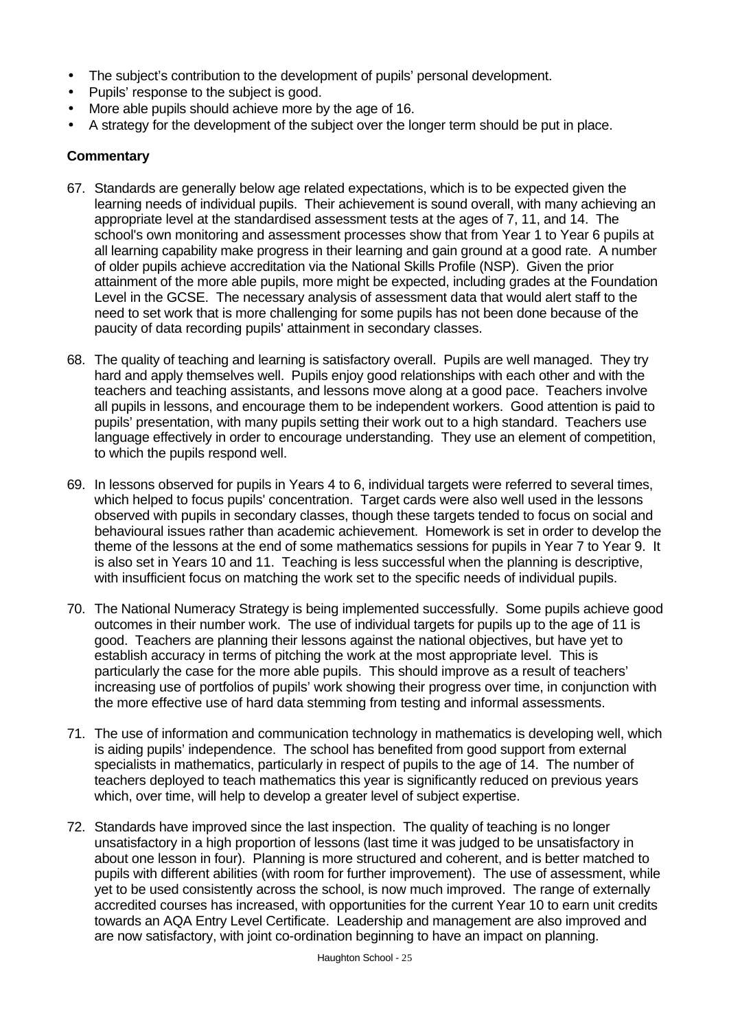- The subject's contribution to the development of pupils' personal development.
- Pupils' response to the subject is good.
- More able pupils should achieve more by the age of 16.
- A strategy for the development of the subject over the longer term should be put in place.

**Commentary**

67. Standards are generally below age related expectations, which is to be expected given the learning needs of individual pupils. Their achievement is sound overall, with many achieving an appropriate level at the standardised assessment tests at the ages of 7, 11, and 14. The school's own monitoring and assessment processes show that from Year 1 to Year 6 pupils at all learning capability make progress in their learning and gain ground at a good rate. A number of older pupils achieve accreditation via the National Skills Profile (NSP). Given the prior attainment of the more able pupils, more might be expected, including grades at the Foundation Level in the GCSE. The necessary analysis of assessment data that would alert staff to the need to set work that is more challenging for some pupils has not been done because of the paucity of data recording pupils' attainment in secondary classes.

68. The quality of teaching and learning is satisfactory overall. Pupils are well managed. They try hard and apply themselves well. Pupils enjoy good relationships with each other and with the teachers and teaching assistants, and lessons move along at a good pace. Teachers involve all pupils in lessons, and encourage them to be independent workers. Good attention is paid to pupils' presentation, with many pupils setting their work out to a high standard. Teachers use language effectively in order to encourage understanding. They use an element of competition, to which the pupils respond well.

69. In lessons observed for pupils in Years 4 to 6, individual targets were referred to several times, which helped to focus pupils' concentration. Target cards were also well used in the lessons observed with pupils in secondary classes, though these targets tended to focus on social and behavioural issues rather than academic achievement. Homework is set in order to develop the theme of the lessons at the end of some mathematics sessions for pupils in Year 7 to Year 9. It is also set in Years 10 and 11. Teaching is less successful when the planning is descriptive, with insufficient focus on matching the work set to the specific needs of individual pupils.

70. The National Numeracy Strategy is being implemented successfully. Some pupils achieve good outcomes in their number work. The use of individual targets for pupils up to the age of 11 is good. Teachers are planning their lessons against the national objectives, but have yet to establish accuracy in terms of pitching the work at the most appropriate level. This is particularly the case for the more able pupils. This should improve as a result of teachers' increasing use of portfolios of pupils' work showing their progress over time, in conjunction with the more effective use of hard data stemming from testing and informal assessments.

71. The use of information and communication technology in mathematics is developing well, which is aiding pupils' independence. The school has benefited from good support from external specialists in mathematics, particularly in respect of pupils to the age of 14. The number of teachers deployed to teach mathematics this year is significantly reduced on previous years which, over time, will help to develop a greater level of subject expertise.

72. Standards have improved since the last inspection. The quality of teaching is no longer unsatisfactory in a high proportion of lessons (last time it was judged to be unsatisfactory in about one lesson in four). Planning is more structured and coherent, and is better matched to pupils with different abilities (with room for further improvement). The use of assessment, while yet to be used consistently across the school, is now much improved. The range of externally accredited courses has increased, with opportunities for the current Year 10 to earn unit credits towards an AQA Entry Level Certificate. Leadership and management are also improved and are now satisfactory, with joint co-ordination beginning to have an impact on planning.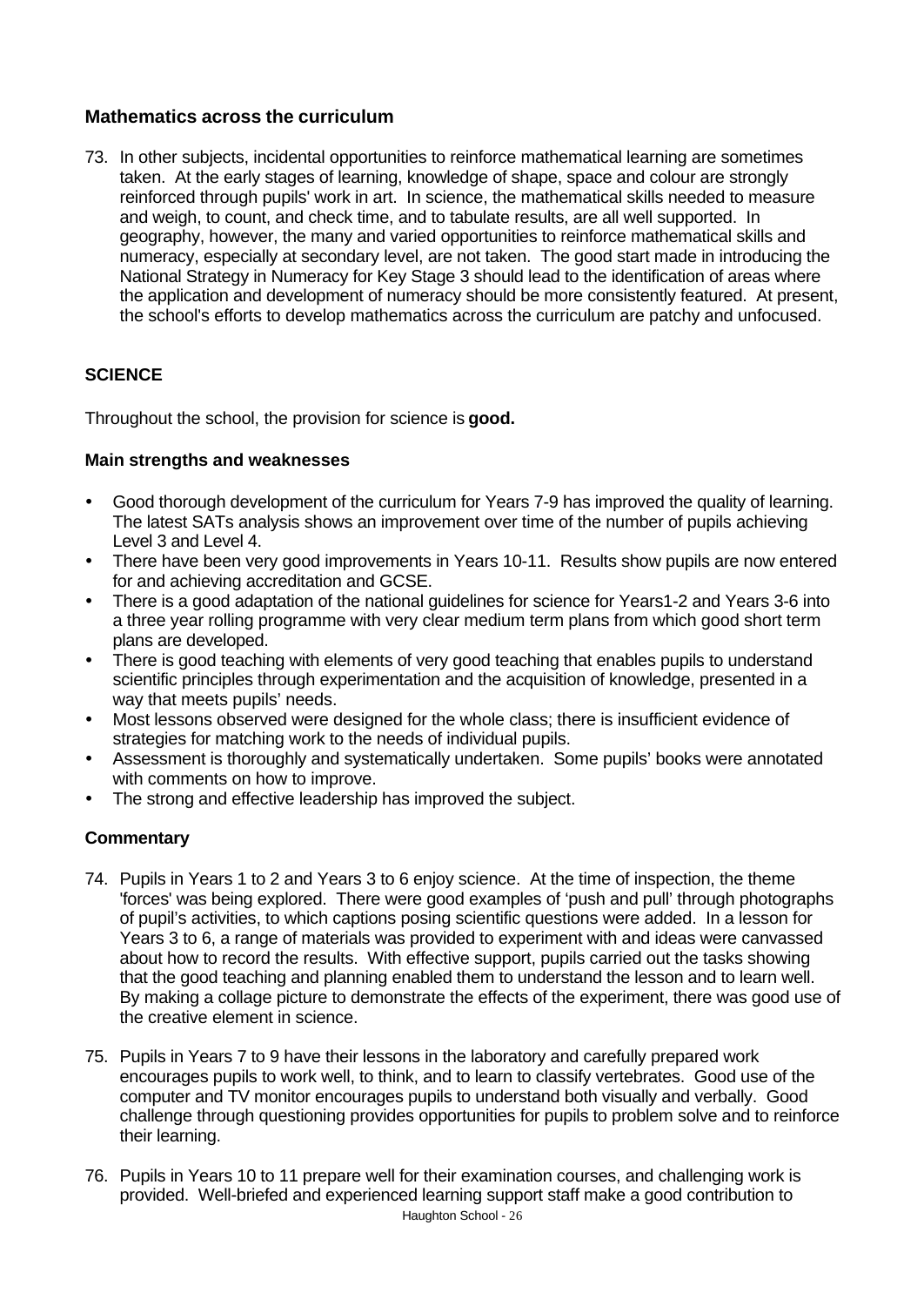### Mathematics across the curriculum

73. In other subjects, incidental opportunities to reinforce mathematical learning are sometimes taken. At the early stages of learning, knowledge of shape, space and colour are strongly reinforced through pupils' work in art. In science, the mathematical skills needed to measure and weigh, to count, and check time, and to tabulate results, are all well supported. In geography, however, the many and varied opportunities to reinforce mathematical skills and numeracy, especially at secondary level, are not taken. The good start made in introducing the National Strategy in Numeracy for Key Stage 3 should lead to the identification of areas where the application and development of numeracy should be more consistently featured. At present, the school's efforts to develop mathematics across the curriculum are patchy and unfocused.

## SCIENCE

Throughout the school, the provision for science is **good.**

### Main strengths and weaknesses

- Good thorough development of the curriculum for Years 7-9 has improved the quality of learning. The latest SATs analysis shows an improvement over time of the number of pupils achieving Level 3 and Level 4.
- There have been very good improvements in Years 10-11. Results show pupils are now entered for and achieving accreditation and GCSE.
- There is a good adaptation of the national guidelines for science for Years1-2 and Years 3-6 into a three year rolling programme with very clear medium term plans from which good short term plans are developed.
- There is good teaching with elements of very good teaching that enables pupils to understand scientific principles through experimentation and the acquisition of knowledge, presented in a way that meets pupils' needs.
- Most lessons observed were designed for the whole class; there is insufficient evidence of strategies for matching work to the needs of individual pupils.
- Assessment is thoroughly and systematically undertaken. Some pupils' books were annotated with comments on how to improve.
- The strong and effective leadership has improved the subject.

### Commentary

74. Pupils in Years 1 to 2 and Years 3 to 6 enjoy science. At the time of inspection, the theme 'forces' was being explored. There were good examples of 'push and pull' through photographs of pupil's activities, to which captions posing scientific questions were added. In a lesson for Years 3 to 6, a range of materials was provided to experiment with and ideas were canvassed about how to record the results. With effective support, pupils carried out the tasks showing that the good teaching and planning enabled them to understand the lesson and to learn well. By making a collage picture to demonstrate the effects of the experiment, there was good use of the creative element in science.

75. Pupils in Years 7 to 9 have their lessons in the laboratory and carefully prepared work encourages pupils to work well, to think, and to learn to classify vertebrates. Good use of the computer and TV monitor encourages pupils to understand both visually and verbally. Good challenge through questioning provides opportunities for pupils to problem solve and to reinforce their learning.

76. Pupils in Years 10 to 11 prepare well for their examination courses, and challenging work is provided. Well-briefed and experienced learning support staff make a good contribution to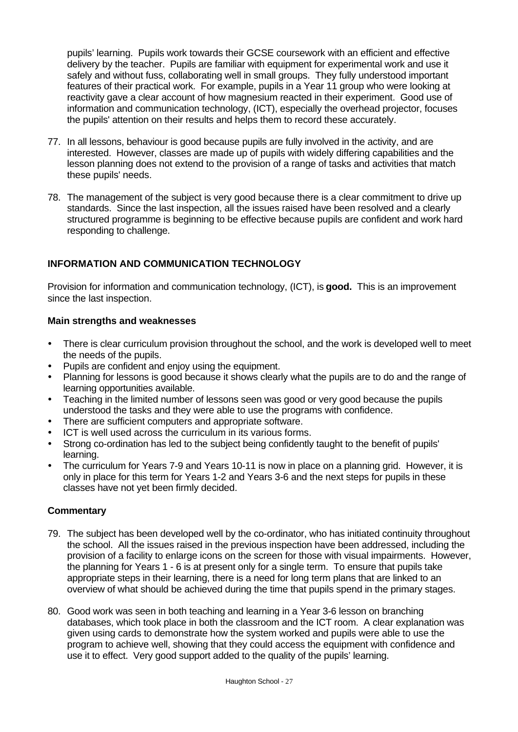pupils' learning. Pupils work towards their GCSE coursework with an efficient and effective delivery by the teacher. Pupils are familiar with equipment for experimental work and use it safely and without fuss, collaborating well in small groups. They fully understood important features of their practical work. For example, pupils in a Year 11 group who were looking at reactivity gave a clear account of how magnesium reacted in their experiment. Good use of information and communication technology, (ICT), especially the overhead projector, focuses the pupils' attention on their results and helps them to record these accurately.

77. In all lessons, behaviour is good because pupils are fully involved in the activity, and are interested. However, classes are made up of pupils with widely differing capabilities and the lesson planning does not extend to the provision of a range of tasks and activities that match these pupils' needs.

78. The management of the subject is very good because there is a clear commitment to drive up standards. Since the last inspection, all the issues raised have been resolved and a clearly structured programme is beginning to be effective because pupils are confident and work hard responding to challenge.

## INFORMATION AND COMMUNICATION TECHNOLOGY

Provision for information and communication technology, (ICT), is **good.** This is an improvement since the last inspection.

### Main strengths and weaknesses

- There is clear curriculum provision throughout the school, and the work is developed well to meet the needs of the pupils.
- Pupils are confident and enjoy using the equipment.
- Planning for lessons is good because it shows clearly what the pupils are to do and the range of learning opportunities available.
- Teaching in the limited number of lessons seen was good or very good because the pupils understood the tasks and they were able to use the programs with confidence.
- There are sufficient computers and appropriate software.
- ICT is well used across the curriculum in its various forms.
- Strong co-ordination has led to the subject being confidently taught to the benefit of pupils' learning.
- The curriculum for Years 7-9 and Years 10-11 is now in place on a planning grid. However, it is only in place for this term for Years 1-2 and Years 3-6 and the next steps for pupils in these classes have not yet been firmly decided.

### Commentary

79. The subject has been developed well by the co-ordinator, who has initiated continuity throughout the school. All the issues raised in the previous inspection have been addressed, including the provision of a facility to enlarge icons on the screen for those with visual impairments. However, the planning for Years 1 - 6 is at present only for a single term. To ensure that pupils take appropriate steps in their learning, there is a need for long term plans that are linked to an overview of what should be achieved during the time that pupils spend in the primary stages.

80. Good work was seen in both teaching and learning in a Year 3-6 lesson on branching databases, which took place in both the classroom and the ICT room. A clear explanation was given using cards to demonstrate how the system worked and pupils were able to use the program to achieve well, showing that they could access the equipment with confidence and use it to effect. Very good support added to the quality of the pupils' learning.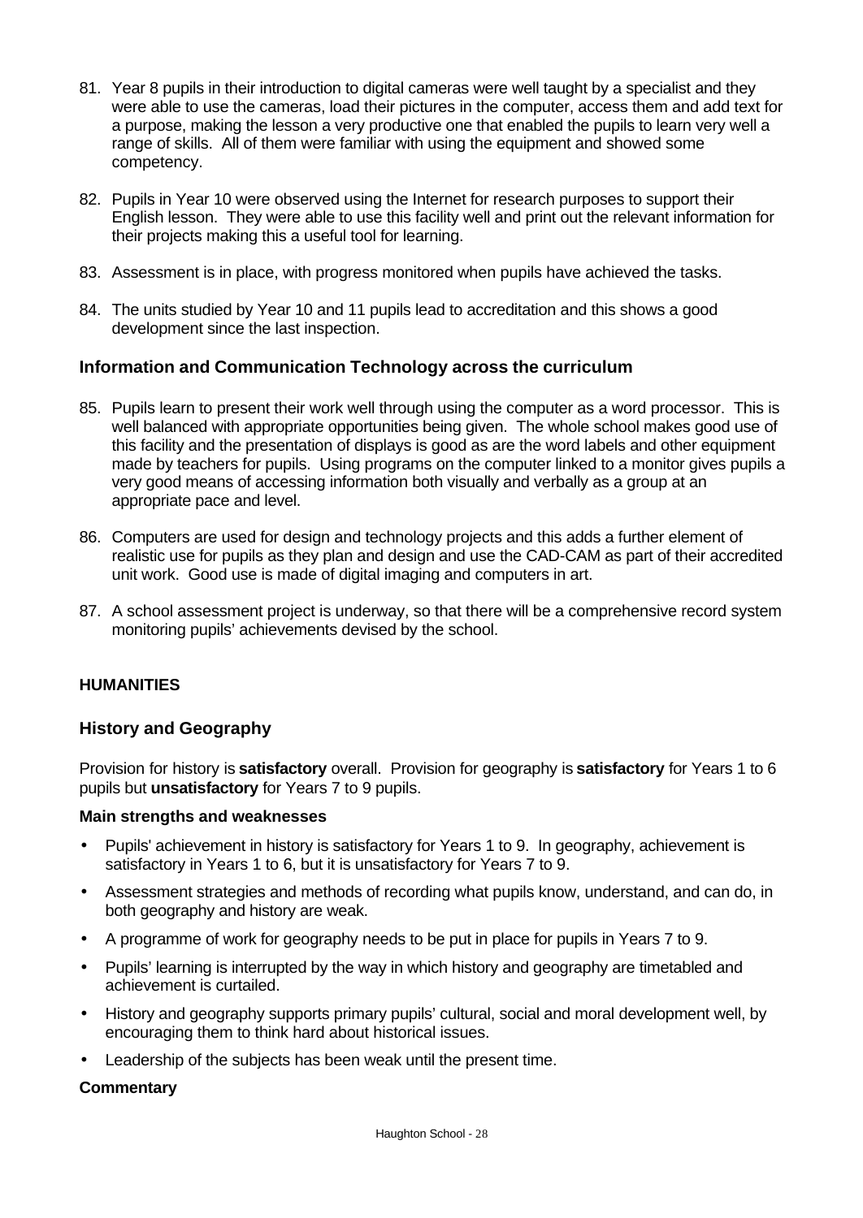81. Year 8 pupils in their introduction to digital cameras were well taught by a specialist and they were able to use the cameras, load their pictures in the computer, access them and add text for a purpose, making the lesson a very productive one that enabled the pupils to learn very well a range of skills. All of them were familiar with using the equipment and showed some competency.

82. Pupils in Year 10 were observed using the Internet for research purposes to support their English lesson. They were able to use this facility well and print out the relevant information for their projects making this a useful tool for learning.

83. Assessment is in place, with progress monitored when pupils have achieved the tasks.

84. The units studied by Year 10 and 11 pupils lead to accreditation and this shows a good development since the last inspection.

## Information and Communication Technology across the curriculum

85. Pupils learn to present their work well through using the computer as a word processor. This is well balanced with appropriate opportunities being given. The whole school makes good use of this facility and the presentation of displays is good as are the word labels and other equipment made by teachers for pupils. Using programs on the computer linked to a monitor gives pupils a very good means of accessing information both visually and verbally as a group at an appropriate pace and level.

86. Computers are used for design and technology projects and this adds a further element of realistic use for pupils as they plan and design and use the CAD-CAM as part of their accredited unit work. Good use is made of digital imaging and computers in art.

87. A school assessment project is underway, so that there will be a comprehensive record system monitoring pupils' achievements devised by the school.

**HUMANITIES**

## History and Geography

Provision for history is **satisfactory** overall. Provision for geography is **satisfactory** for Years 1 to 6 pupils but **unsatisfactory** for Years 7 to 9 pupils.

**Main strengths and weaknesses**

- Pupils' achievement in history is satisfactory for Years 1 to 9. In geography, achievement is satisfactory in Years 1 to 6, but it is unsatisfactory for Years 7 to 9.
- Assessment strategies and methods of recording what pupils know, understand, and can do, in both geography and history are weak.
- A programme of work for geography needs to be put in place for pupils in Years 7 to 9.
- Pupils' learning is interrupted by the way in which history and geography are timetabled and achievement is curtailed.
- History and geography supports primary pupils' cultural, social and moral development well, by encouraging them to think hard about historical issues.
- Leadership of the subjects has been weak until the present time.

**Commentary**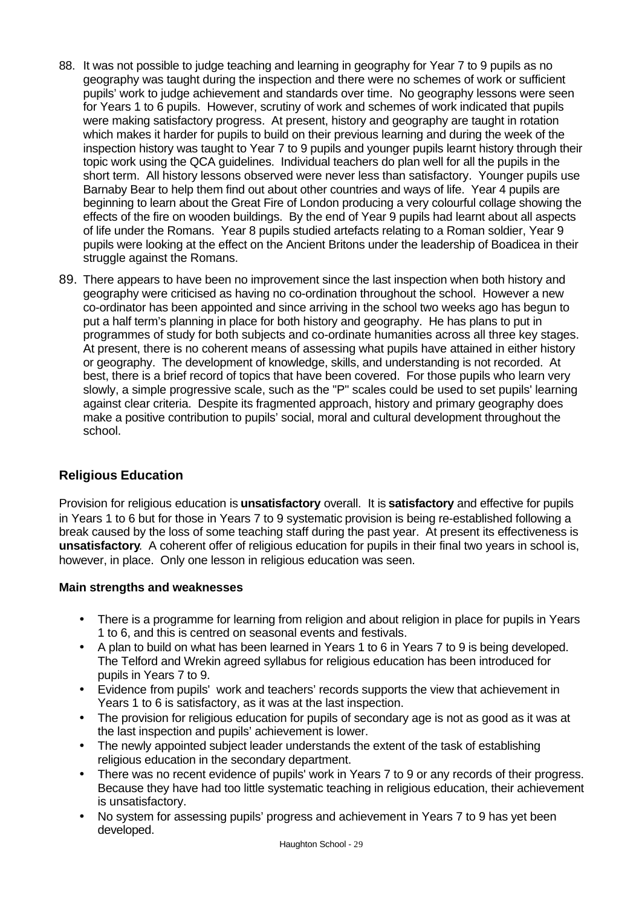88. It was not possible to judge teaching and learning in geography for Year 7 to 9 pupils as no geography was taught during the inspection and there were no schemes of work or sufficient pupils' work to judge achievement and standards over time. No geography lessons were seen for Years 1 to 6 pupils. However, scrutiny of work and schemes of work indicated that pupils were making satisfactory progress. At present, history and geography are taught in rotation which makes it harder for pupils to build on their previous learning and during the week of the inspection history was taught to Year 7 to 9 pupils and younger pupils learnt history through their topic work using the QCA guidelines. Individual teachers do plan well for all the pupils in the short term. All history lessons observed were never less than satisfactory. Younger pupils use Barnaby Bear to help them find out about other countries and ways of life. Year 4 pupils are beginning to learn about the Great Fire of London producing a very colourful collage showing the effects of the fire on wooden buildings. By the end of Year 9 pupils had learnt about all aspects of life under the Romans. Year 8 pupils studied artefacts relating to a Roman soldier, Year 9 pupils were looking at the effect on the Ancient Britons under the leadership of Boadicea in their struggle against the Romans.

89. There appears to have been no improvement since the last inspection when both history and geography were criticised as having no co-ordination throughout the school. However a new co-ordinator has been appointed and since arriving in the school two weeks ago has begun to put a half term's planning in place for both history and geography. He has plans to put in programmes of study for both subjects and co-ordinate humanities across all three key stages. At present, there is no coherent means of assessing what pupils have attained in either history or geography. The development of knowledge, skills, and understanding is not recorded. At best, there is a brief record of topics that have been covered. For those pupils who learn very slowly, a simple progressive scale, such as the "P" scales could be used to set pupils' learning against clear criteria. Despite its fragmented approach, history and primary geography does make a positive contribution to pupils' social, moral and cultural development throughout the school.

## Religious Education

Provision for religious education is **unsatisfactory** overall. It is **satisfactory** and effective for pupils in Years 1 to 6 but for those in Years 7 to 9 systematic provision is being re-established following a break caused by the loss of some teaching staff during the past year. At present its effectiveness is **unsatisfactory**. A coherent offer of religious education for pupils in their final two years in school is, however, in place. Only one lesson in religious education was seen.

### Main strengths and weaknesses

- There is a programme for learning from religion and about religion in place for pupils in Years 1 to 6, and this is centred on seasonal events and festivals.
- A plan to build on what has been learned in Years 1 to 6 in Years 7 to 9 is being developed. The Telford and Wrekin agreed syllabus for religious education has been introduced for pupils in Years 7 to 9.
- Evidence from pupils' work and teachers' records supports the view that achievement in Years 1 to 6 is satisfactory, as it was at the last inspection.
- The provision for religious education for pupils of secondary age is not as good as it was at the last inspection and pupils' achievement is lower.
- The newly appointed subject leader understands the extent of the task of establishing religious education in the secondary department.
- There was no recent evidence of pupils' work in Years 7 to 9 or any records of their progress. Because they have had too little systematic teaching in religious education, their achievement is unsatisfactory.
- No system for assessing pupils' progress and achievement in Years 7 to 9 has yet been developed.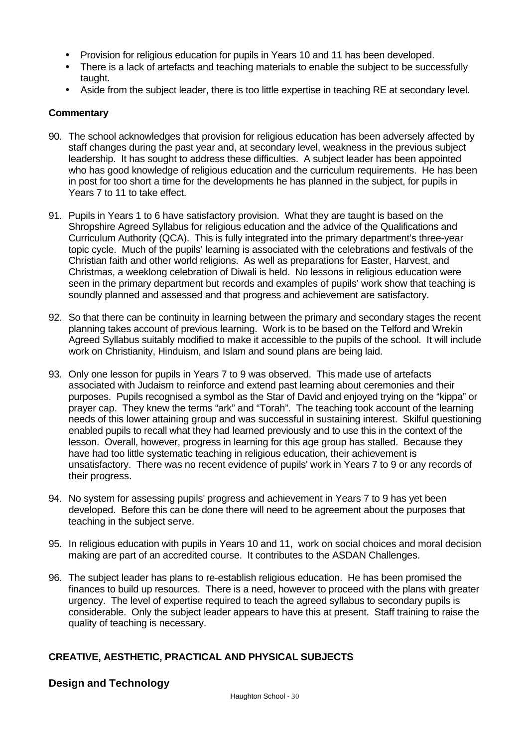- Provision for religious education for pupils in Years 10 and 11 has been developed.
- There is a lack of artefacts and teaching materials to enable the subject to be successfully taught.
- Aside from the subject leader, there is too little expertise in teaching RE at secondary level.

**Commentary**

90. The school acknowledges that provision for religious education has been adversely affected by staff changes during the past year and, at secondary level, weakness in the previous subject leadership. It has sought to address these difficulties. A subject leader has been appointed who has good knowledge of religious education and the curriculum requirements. He has been in post for too short a time for the developments he has planned in the subject, for pupils in Years 7 to 11 to take effect.

91. Pupils in Years 1 to 6 have satisfactory provision. What they are taught is based on the Shropshire Agreed Syllabus for religious education and the advice of the Qualifications and Curriculum Authority (QCA). This is fully integrated into the primary department's three-year topic cycle. Much of the pupils' learning is associated with the celebrations and festivals of the Christian faith and other world religions. As well as preparations for Easter, Harvest, and Christmas, a weeklong celebration of Diwali is held. No lessons in religious education were seen in the primary department but records and examples of pupils' work show that teaching is soundly planned and assessed and that progress and achievement are satisfactory.

92. So that there can be continuity in learning between the primary and secondary stages the recent planning takes account of previous learning. Work is to be based on the Telford and Wrekin Agreed Syllabus suitably modified to make it accessible to the pupils of the school. It will include work on Christianity, Hinduism, and Islam and sound plans are being laid.

93. Only one lesson for pupils in Years 7 to 9 was observed. This made use of artefacts associated with Judaism to reinforce and extend past learning about ceremonies and their purposes. Pupils recognised a symbol as the Star of David and enjoyed trying on the "kippa" or prayer cap. They knew the terms "ark" and "Torah". The teaching took account of the learning needs of this lower attaining group and was successful in sustaining interest. Skilful questioning enabled pupils to recall what they had learned previously and to use this in the context of the lesson. Overall, however, progress in learning for this age group has stalled. Because they have had too little systematic teaching in religious education, their achievement is unsatisfactory. There was no recent evidence of pupils' work in Years 7 to 9 or any records of their progress.

94. No system for assessing pupils' progress and achievement in Years 7 to 9 has yet been developed. Before this can be done there will need to be agreement about the purposes that teaching in the subject serve.

95. In religious education with pupils in Years 10 and 11, work on social choices and moral decision making are part of an accredited course. It contributes to the ASDAN Challenges.

96. The subject leader has plans to re-establish religious education. He has been promised the finances to build up resources. There is a need, however to proceed with the plans with greater urgency. The level of expertise required to teach the agreed syllabus to secondary pupils is considerable. Only the subject leader appears to have this at present. Staff training to raise the quality of teaching is necessary.

## CREATIVE, AESTHETIC, PRACTICAL AND PHYSICAL SUBJECTS

### Design and Technology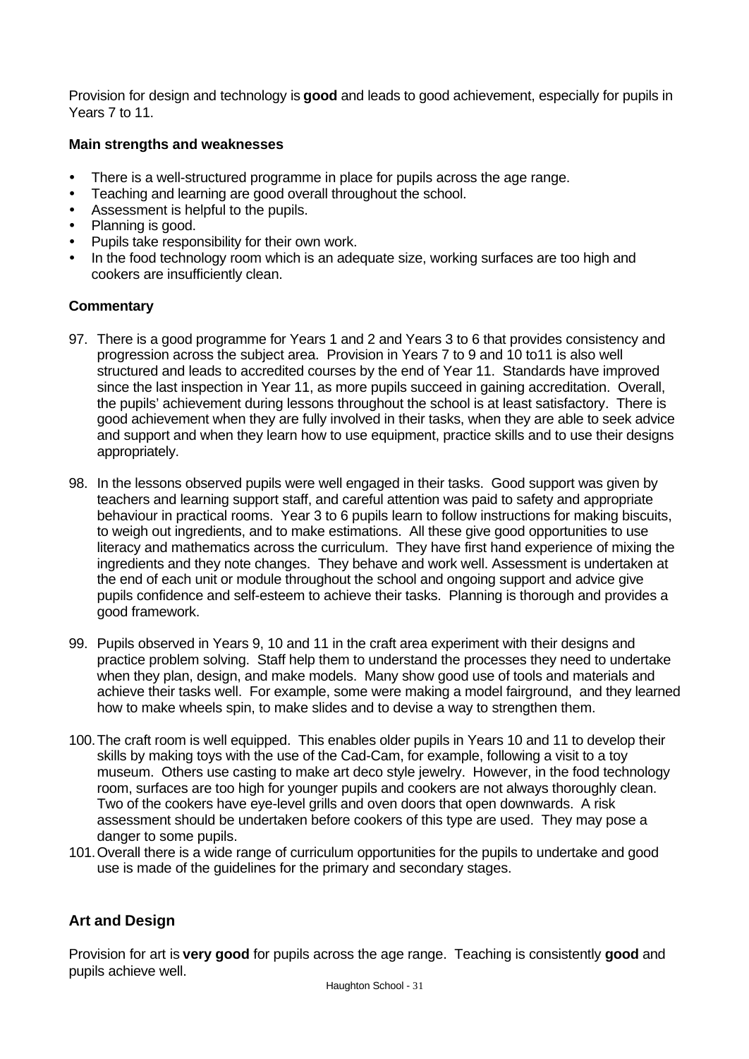Provision for design and technology is **good** and leads to good achievement, especially for pupils in Years 7 to 11.

**Main strengths and weaknesses**

- There is a well-structured programme in place for pupils across the age range.
- Teaching and learning are good overall throughout the school.
- Assessment is helpful to the pupils.
- Planning is good.
- Pupils take responsibility for their own work.
- In the food technology room which is an adequate size, working surfaces are too high and cookers are insufficiently clean.

**Commentary**

97. There is a good programme for Years 1 and 2 and Years 3 to 6 that provides consistency and progression across the subject area. Provision in Years 7 to 9 and 10 to11 is also well structured and leads to accredited courses by the end of Year 11. Standards have improved since the last inspection in Year 11, as more pupils succeed in gaining accreditation. Overall, the pupils' achievement during lessons throughout the school is at least satisfactory. There is good achievement when they are fully involved in their tasks, when they are able to seek advice and support and when they learn how to use equipment, practice skills and to use their designs appropriately.

98. In the lessons observed pupils were well engaged in their tasks. Good support was given by teachers and learning support staff, and careful attention was paid to safety and appropriate behaviour in practical rooms. Year 3 to 6 pupils learn to follow instructions for making biscuits, to weigh out ingredients, and to make estimations. All these give good opportunities to use literacy and mathematics across the curriculum. They have first hand experience of mixing the ingredients and they note changes. They behave and work well. Assessment is undertaken at the end of each unit or module throughout the school and ongoing support and advice give pupils confidence and self-esteem to achieve their tasks. Planning is thorough and provides a good framework.

99. Pupils observed in Years 9, 10 and 11 in the craft area experiment with their designs and practice problem solving. Staff help them to understand the processes they need to undertake when they plan, design, and make models. Many show good use of tools and materials and achieve their tasks well. For example, some were making a model fairground, and they learned how to make wheels spin, to make slides and to devise a way to strengthen them.

100. The craft room is well equipped. This enables older pupils in Years 10 and 11 to develop their skills by making toys with the use of the Cad-Cam, for example, following a visit to a toy museum. Others use casting to make art deco style jewelry. However, in the food technology room, surfaces are too high for younger pupils and cookers are not always thoroughly clean. Two of the cookers have eye-level grills and oven doors that open downwards. A risk assessment should be undertaken before cookers of this type are used. They may pose a danger to some pupils.

101. Overall there is a wide range of curriculum opportunities for the pupils to undertake and good use is made of the guidelines for the primary and secondary stages.

## Art and Design

Provision for art is **very good** for pupils across the age range. Teaching is consistently **good** and pupils achieve well.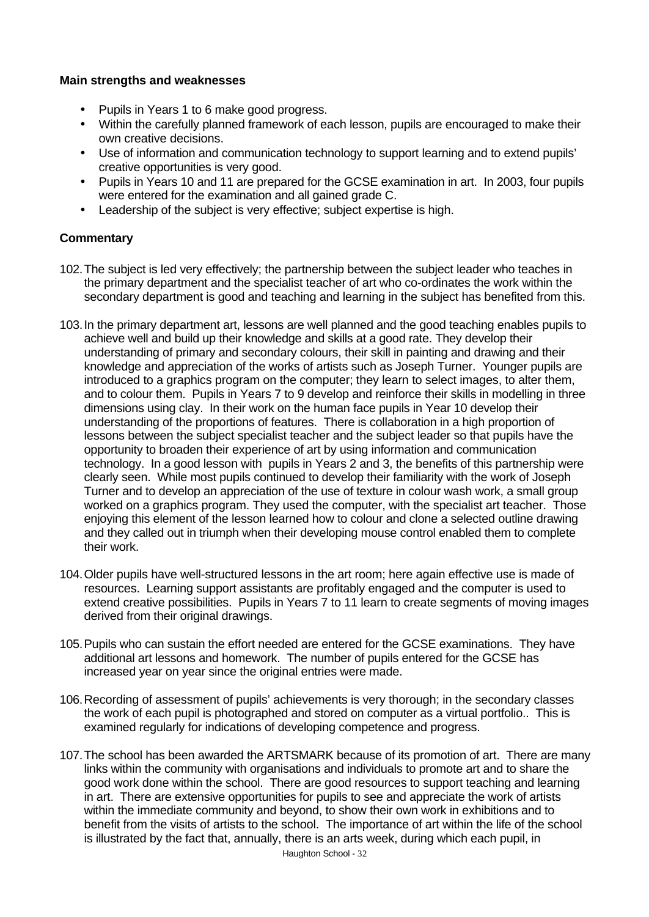**Main strengths and weaknesses**

- Pupils in Years 1 to 6 make good progress.
- Within the carefully planned framework of each lesson, pupils are encouraged to make their own creative decisions.
- Use of information and communication technology to support learning and to extend pupils' creative opportunities is very good.
- Pupils in Years 10 and 11 are prepared for the GCSE examination in art. In 2003, four pupils were entered for the examination and all gained grade C.
- Leadership of the subject is very effective; subject expertise is high.

**Commentary**

102. The subject is led very effectively; the partnership between the subject leader who teaches in the primary department and the specialist teacher of art who co-ordinates the work within the secondary department is good and teaching and learning in the subject has benefited from this.

103. In the primary department art, lessons are well planned and the good teaching enables pupils to achieve well and build up their knowledge and skills at a good rate. They develop their understanding of primary and secondary colours, their skill in painting and drawing and their knowledge and appreciation of the works of artists such as Joseph Turner. Younger pupils are introduced to a graphics program on the computer; they learn to select images, to alter them, and to colour them. Pupils in Years 7 to 9 develop and reinforce their skills in modelling in three dimensions using clay. In their work on the human face pupils in Year 10 develop their understanding of the proportions of features. There is collaboration in a high proportion of lessons between the subject specialist teacher and the subject leader so that pupils have the opportunity to broaden their experience of art by using information and communication technology. In a good lesson with pupils in Years 2 and 3, the benefits of this partnership were clearly seen. While most pupils continued to develop their familiarity with the work of Joseph Turner and to develop an appreciation of the use of texture in colour wash work, a small group worked on a graphics program. They used the computer, with the specialist art teacher. Those enjoying this element of the lesson learned how to colour and clone a selected outline drawing and they called out in triumph when their developing mouse control enabled them to complete their work.

104. Older pupils have well-structured lessons in the art room; here again effective use is made of resources. Learning support assistants are profitably engaged and the computer is used to extend creative possibilities. Pupils in Years 7 to 11 learn to create segments of moving images derived from their original drawings.

105. Pupils who can sustain the effort needed are entered for the GCSE examinations. They have additional art lessons and homework. The number of pupils entered for the GCSE has increased year on year since the original entries were made.

106. Recording of assessment of pupils' achievements is very thorough; in the secondary classes the work of each pupil is photographed and stored on computer as a virtual portfolio.. This is examined regularly for indications of developing competence and progress.

107. The school has been awarded the ARTSMARK because of its promotion of art. There are many links within the community with organisations and individuals to promote art and to share the good work done within the school. There are good resources to support teaching and learning in art. There are extensive opportunities for pupils to see and appreciate the work of artists within the immediate community and beyond, to show their own work in exhibitions and to benefit from the visits of artists to the school. The importance of art within the life of the school is illustrated by the fact that, annually, there is an arts week, during which each pupil, in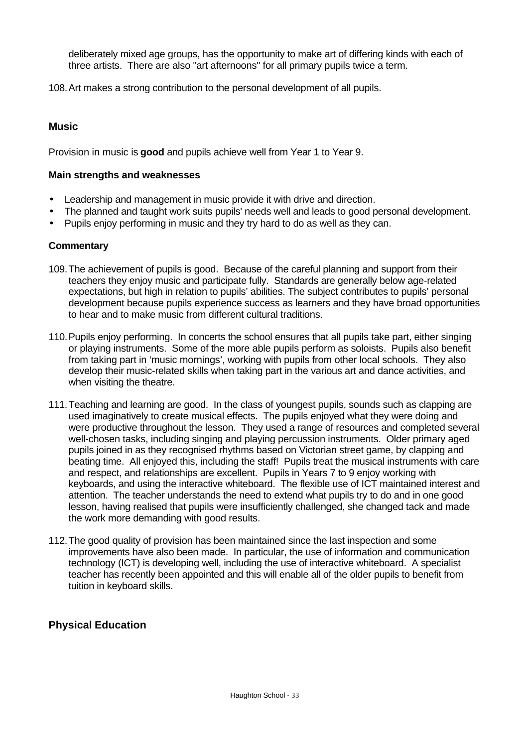deliberately mixed age groups, has the opportunity to make art of differing kinds with each of three artists. There are also "art afternoons" for all primary pupils twice a term.

108. Art makes a strong contribution to the personal development of all pupils.

## Music

Provision in music is **good** and pupils achieve well from Year 1 to Year 9.

### Main strengths and weaknesses

- Leadership and management in music provide it with drive and direction.
- The planned and taught work suits pupils' needs well and leads to good personal development.
- Pupils enjoy performing in music and they try hard to do as well as they can.

### Commentary

109. The achievement of pupils is good. Because of the careful planning and support from their teachers they enjoy music and participate fully. Standards are generally below age-related expectations, but high in relation to pupils' abilities. The subject contributes to pupils' personal development because pupils experience success as learners and they have broad opportunities to hear and to make music from different cultural traditions.

110. Pupils enjoy performing. In concerts the school ensures that all pupils take part, either singing or playing instruments. Some of the more able pupils perform as soloists. Pupils also benefit from taking part in 'music mornings', working with pupils from other local schools. They also develop their music-related skills when taking part in the various art and dance activities, and when visiting the theatre.

111. Teaching and learning are good. In the class of youngest pupils, sounds such as clapping are used imaginatively to create musical effects. The pupils enjoyed what they were doing and were productive throughout the lesson. They used a range of resources and completed several well-chosen tasks, including singing and playing percussion instruments. Older primary aged pupils joined in as they recognised rhythms based on Victorian street game, by clapping and beating time. All enjoyed this, including the staff! Pupils treat the musical instruments with care and respect, and relationships are excellent. Pupils in Years 7 to 9 enjoy working with keyboards, and using the interactive whiteboard. The flexible use of ICT maintained interest and attention. The teacher understands the need to extend what pupils try to do and in one good lesson, having realised that pupils were insufficiently challenged, she changed tack and made the work more demanding with good results.

112. The good quality of provision has been maintained since the last inspection and some improvements have also been made. In particular, the use of information and communication technology (ICT) is developing well, including the use of interactive whiteboard. A specialist teacher has recently been appointed and this will enable all of the older pupils to benefit from tuition in keyboard skills.

## Physical Education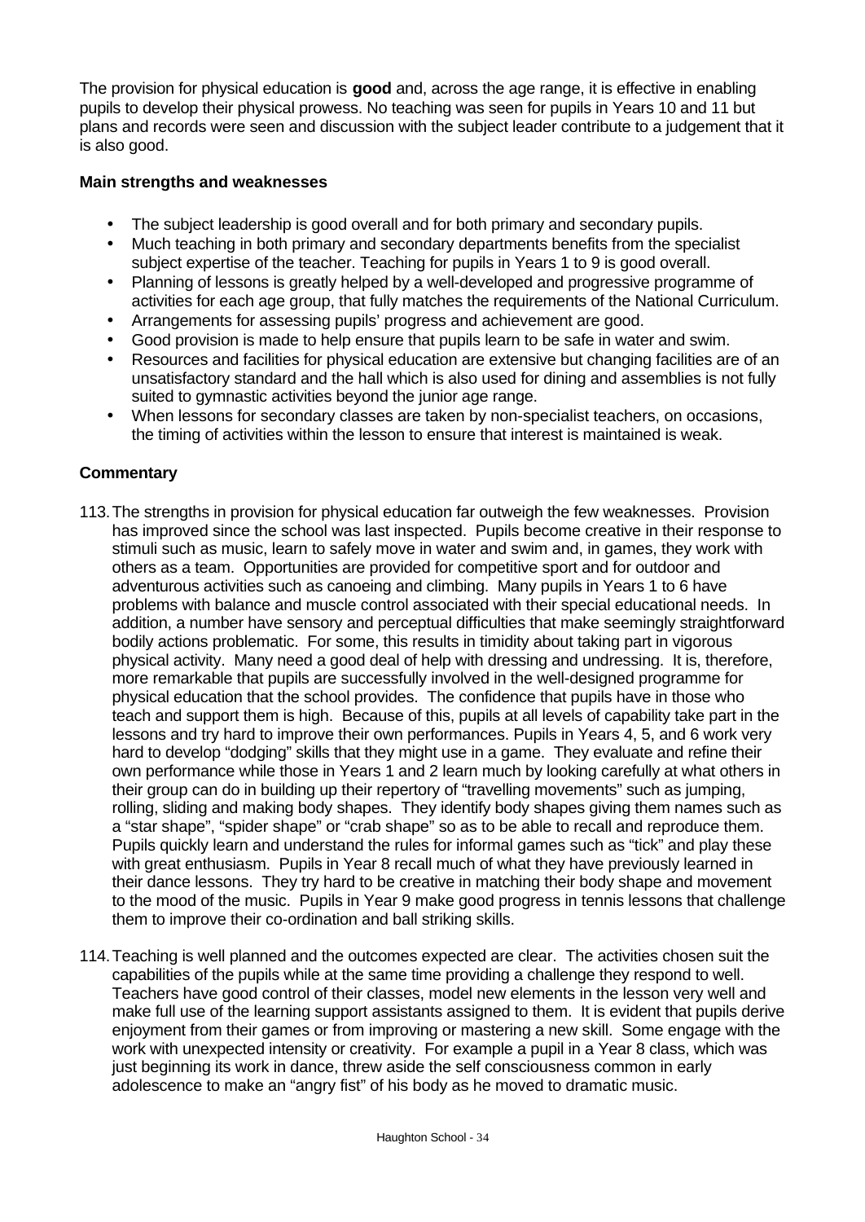The provision for physical education is **good** and, across the age range, it is effective in enabling pupils to develop their physical prowess. No teaching was seen for pupils in Years 10 and 11 but plans and records were seen and discussion with the subject leader contribute to a judgement that it is also good.

**Main strengths and weaknesses**

- The subject leadership is good overall and for both primary and secondary pupils.
- Much teaching in both primary and secondary departments benefits from the specialist subject expertise of the teacher. Teaching for pupils in Years 1 to 9 is good overall.
- Planning of lessons is greatly helped by a well-developed and progressive programme of activities for each age group, that fully matches the requirements of the National Curriculum.
- Arrangements for assessing pupils' progress and achievement are good.
- Good provision is made to help ensure that pupils learn to be safe in water and swim.
- Resources and facilities for physical education are extensive but changing facilities are of an unsatisfactory standard and the hall which is also used for dining and assemblies is not fully suited to gymnastic activities beyond the junior age range.
- When lessons for secondary classes are taken by non-specialist teachers, on occasions, the timing of activities within the lesson to ensure that interest is maintained is weak.

**Commentary**

113. The strengths in provision for physical education far outweigh the few weaknesses. Provision has improved since the school was last inspected. Pupils become creative in their response to stimuli such as music, learn to safely move in water and swim and, in games, they work with others as a team. Opportunities are provided for competitive sport and for outdoor and adventurous activities such as canoeing and climbing. Many pupils in Years 1 to 6 have problems with balance and muscle control associated with their special educational needs. In addition, a number have sensory and perceptual difficulties that make seemingly straightforward bodily actions problematic. For some, this results in timidity about taking part in vigorous physical activity. Many need a good deal of help with dressing and undressing. It is, therefore, more remarkable that pupils are successfully involved in the well-designed programme for physical education that the school provides. The confidence that pupils have in those who teach and support them is high. Because of this, pupils at all levels of capability take part in the lessons and try hard to improve their own performances. Pupils in Years 4, 5, and 6 work very hard to develop "dodging" skills that they might use in a game. They evaluate and refine their own performance while those in Years 1 and 2 learn much by looking carefully at what others in their group can do in building up their repertory of "travelling movements" such as jumping, rolling, sliding and making body shapes. They identify body shapes giving them names such as a "star shape", "spider shape" or "crab shape" so as to be able to recall and reproduce them. Pupils quickly learn and understand the rules for informal games such as "tick" and play these with great enthusiasm. Pupils in Year 8 recall much of what they have previously learned in their dance lessons. They try hard to be creative in matching their body shape and movement to the mood of the music. Pupils in Year 9 make good progress in tennis lessons that challenge them to improve their co-ordination and ball striking skills.

114. Teaching is well planned and the outcomes expected are clear. The activities chosen suit the capabilities of the pupils while at the same time providing a challenge they respond to well. Teachers have good control of their classes, model new elements in the lesson very well and make full use of the learning support assistants assigned to them. It is evident that pupils derive enjoyment from their games or from improving or mastering a new skill. Some engage with the work with unexpected intensity or creativity. For example a pupil in a Year 8 class, which was just beginning its work in dance, threw aside the self consciousness common in early adolescence to make an "angry fist" of his body as he moved to dramatic music.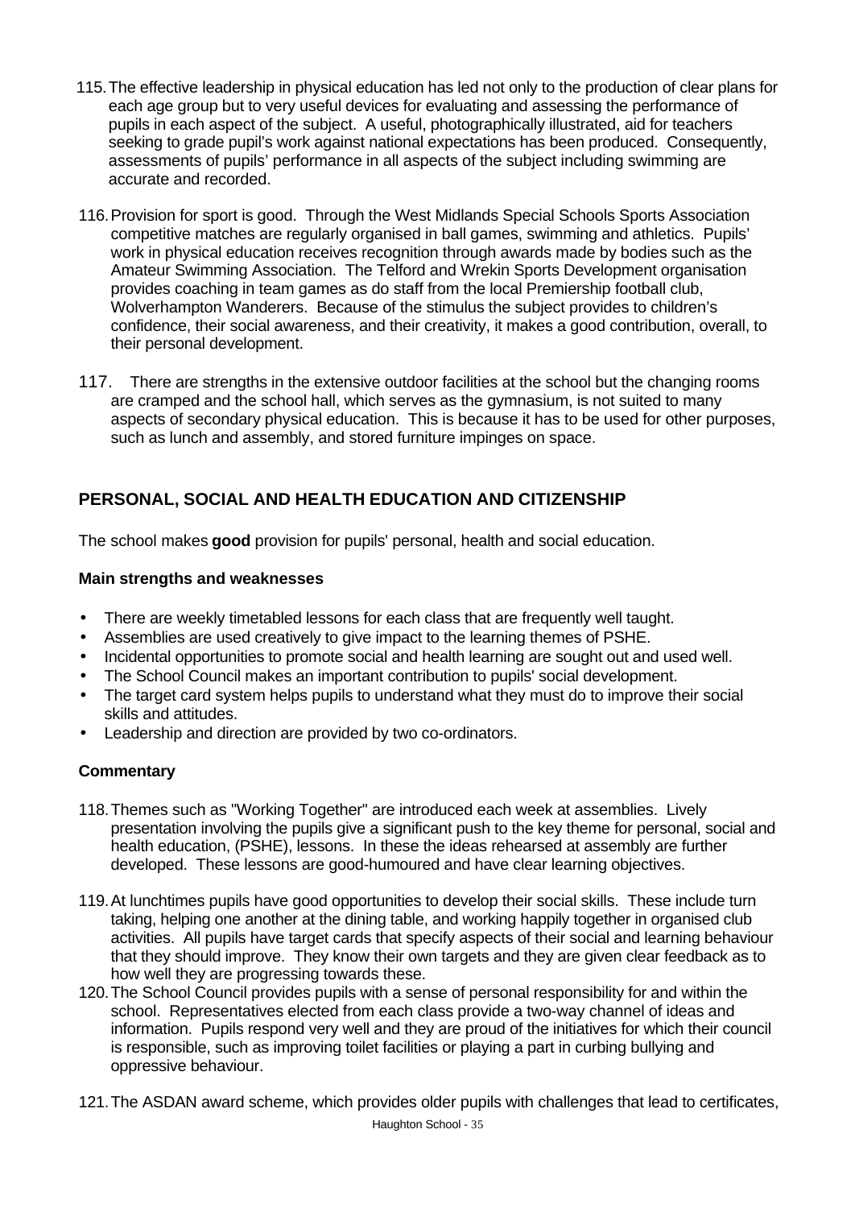115. The effective leadership in physical education has led not only to the production of clear plans for each age group but to very useful devices for evaluating and assessing the performance of pupils in each aspect of the subject. A useful, photographically illustrated, aid for teachers seeking to grade pupil's work against national expectations has been produced. Consequently, assessments of pupils' performance in all aspects of the subject including swimming are accurate and recorded.

116. Provision for sport is good. Through the West Midlands Special Schools Sports Association competitive matches are regularly organised in ball games, swimming and athletics. Pupils' work in physical education receives recognition through awards made by bodies such as the Amateur Swimming Association. The Telford and Wrekin Sports Development organisation provides coaching in team games as do staff from the local Premiership football club, Wolverhampton Wanderers. Because of the stimulus the subject provides to children's confidence, their social awareness, and their creativity, it makes a good contribution, overall, to their personal development.

117. There are strengths in the extensive outdoor facilities at the school but the changing rooms are cramped and the school hall, which serves as the gymnasium, is not suited to many aspects of secondary physical education. This is because it has to be used for other purposes, such as lunch and assembly, and stored furniture impinges on space.

## PERSONAL, SOCIAL AND HEALTH EDUCATION AND CITIZENSHIP

The school makes **good** provision for pupils' personal, health and social education.

### Main strengths and weaknesses

- There are weekly timetabled lessons for each class that are frequently well taught.
- Assemblies are used creatively to give impact to the learning themes of PSHE.
- Incidental opportunities to promote social and health learning are sought out and used well.
- The School Council makes an important contribution to pupils' social development.
- The target card system helps pupils to understand what they must do to improve their social skills and attitudes.
- Leadership and direction are provided by two co-ordinators.

### Commentary

118. Themes such as "Working Together" are introduced each week at assemblies. Lively presentation involving the pupils give a significant push to the key theme for personal, social and health education, (PSHE), lessons. In these the ideas rehearsed at assembly are further developed. These lessons are good-humoured and have clear learning objectives.

119. At lunchtimes pupils have good opportunities to develop their social skills. These include turn taking, helping one another at the dining table, and working happily together in organised club activities. All pupils have target cards that specify aspects of their social and learning behaviour that they should improve. They know their own targets and they are given clear feedback as to how well they are progressing towards these.

120. The School Council provides pupils with a sense of personal responsibility for and within the school. Representatives elected from each class provide a two-way channel of ideas and information. Pupils respond very well and they are proud of the initiatives for which their council is responsible, such as improving toilet facilities or playing a part in curbing bullying and oppressive behaviour.

121. The ASDAN award scheme, which provides older pupils with challenges that lead to certificates,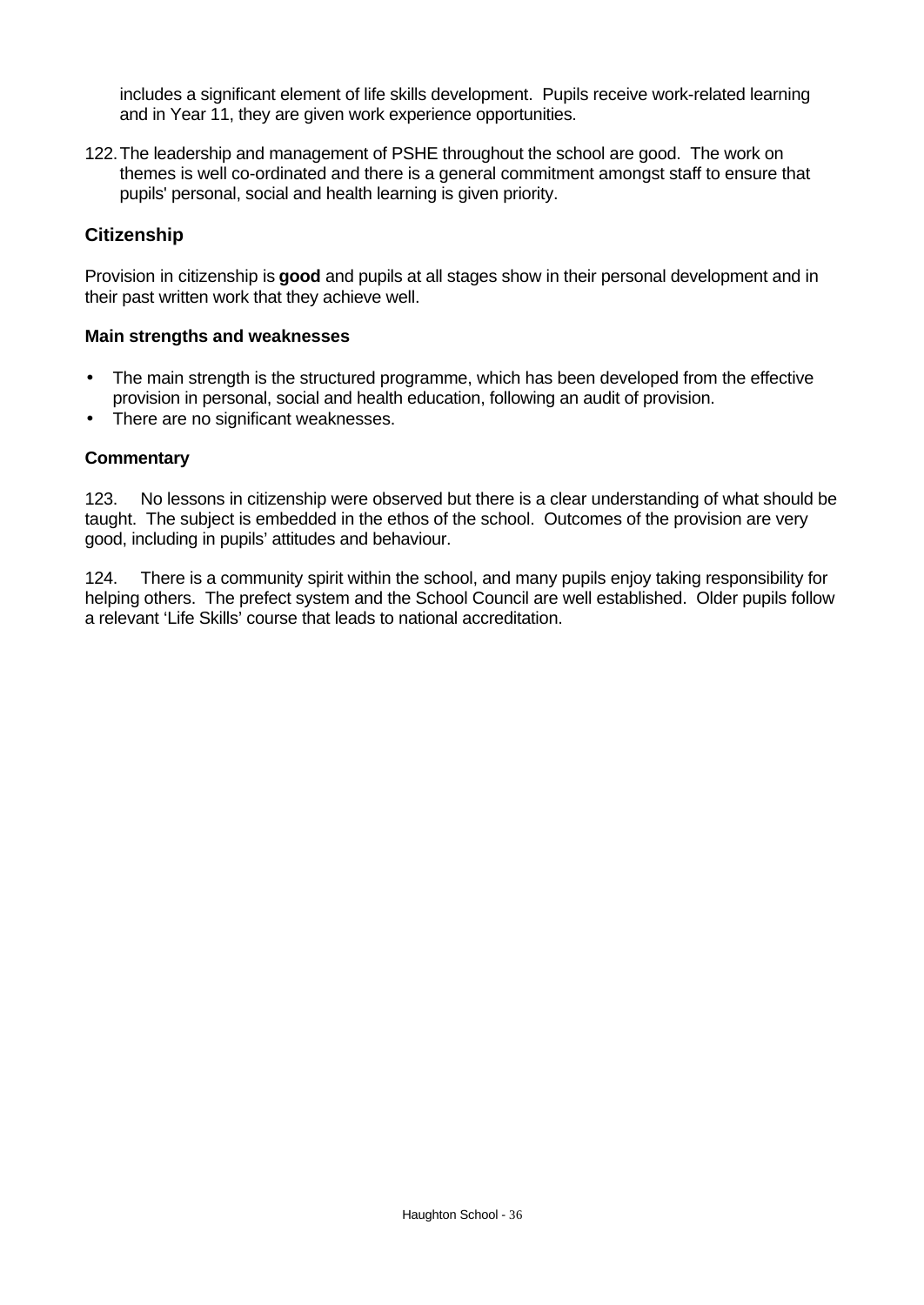includes a significant element of life skills development. Pupils receive work-related learning and in Year 11, they are given work experience opportunities.

122. The leadership and management of PSHE throughout the school are good. The work on themes is well co-ordinated and there is a general commitment amongst staff to ensure that pupils' personal, social and health learning is given priority.

## Citizenship

Provision in citizenship is **good** and pupils at all stages show in their personal development and in their past written work that they achieve well.

### Main strengths and weaknesses

- The main strength is the structured programme, which has been developed from the effective provision in personal, social and health education, following an audit of provision.
- There are no significant weaknesses.

### Commentary

123. No lessons in citizenship were observed but there is a clear understanding of what should be taught. The subject is embedded in the ethos of the school. Outcomes of the provision are very good, including in pupils' attitudes and behaviour.

124. There is a community spirit within the school, and many pupils enjoy taking responsibility for helping others. The prefect system and the School Council are well established. Older pupils follow a relevant 'Life Skills' course that leads to national accreditation.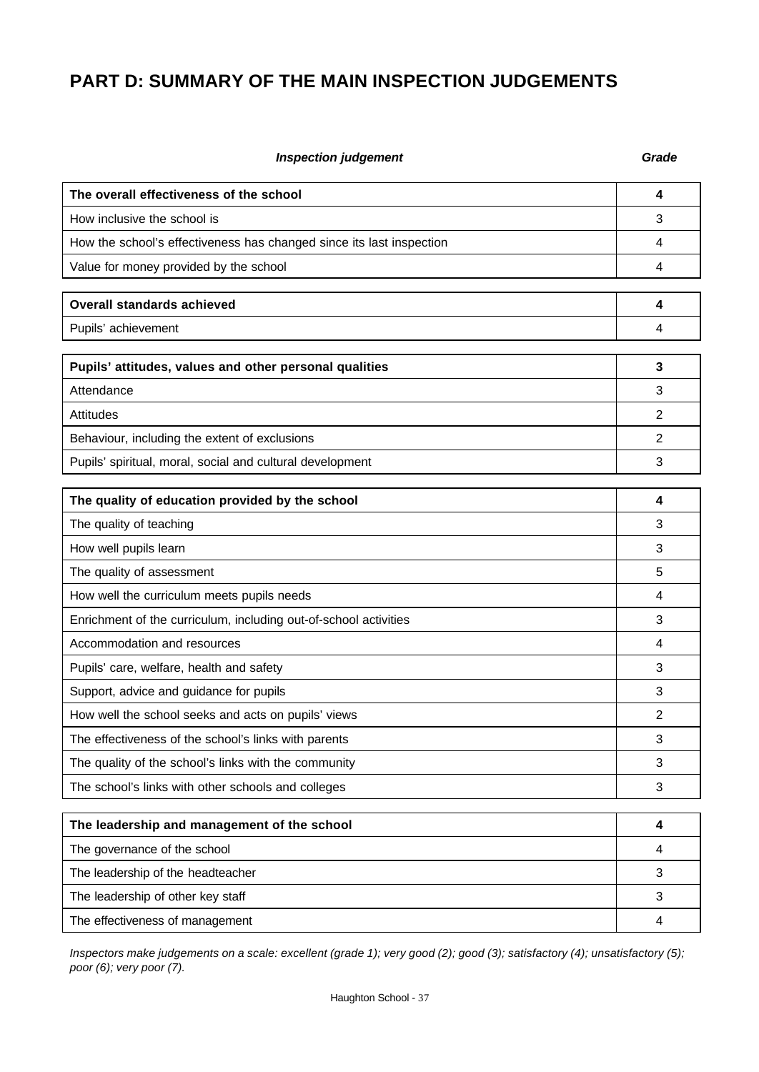# PART D: SUMMARY OF THE MAIN INSPECTION JUDGEMENTS

| ***Inspection judgement*** | ***Grade*** |
|---|---|
| **The overall effectiveness of the school** | **4** |
| How inclusive the school is | 3 |
| How the school's effectiveness has changed since its last inspection | 4 |
| Value for money provided by the school | 4 |
| **Overall standards achieved** | **4** |
| Pupils' achievement | 4 |
| **Pupils' attitudes, values and other personal qualities** | **3** |
| Attendance | 3 |
| Attitudes | 2 |
| Behaviour, including the extent of exclusions | 2 |
| Pupils' spiritual, moral, social and cultural development | 3 |
| **The quality of education provided by the school** | **4** |
| The quality of teaching | 3 |
| How well pupils learn | 3 |
| The quality of assessment | 5 |
| How well the curriculum meets pupils needs | 4 |
| Enrichment of the curriculum, including out-of-school activities | 3 |
| Accommodation and resources | 4 |
| Pupils' care, welfare, health and safety | 3 |
| Support, advice and guidance for pupils | 3 |
| How well the school seeks and acts on pupils' views | 2 |
| The effectiveness of the school's links with parents | 3 |
| The quality of the school's links with the community | 3 |
| The school's links with other schools and colleges | 3 |
| **The leadership and management of the school** | **4** |
| The governance of the school | 4 |
| The leadership of the headteacher | 3 |
| The leadership of other key staff | 3 |
| The effectiveness of management | 4 |

*Inspectors make judgements on a scale: excellent (grade 1); very good (2); good (3); satisfactory (4); unsatisfactory (5); poor (6); very poor (7).*